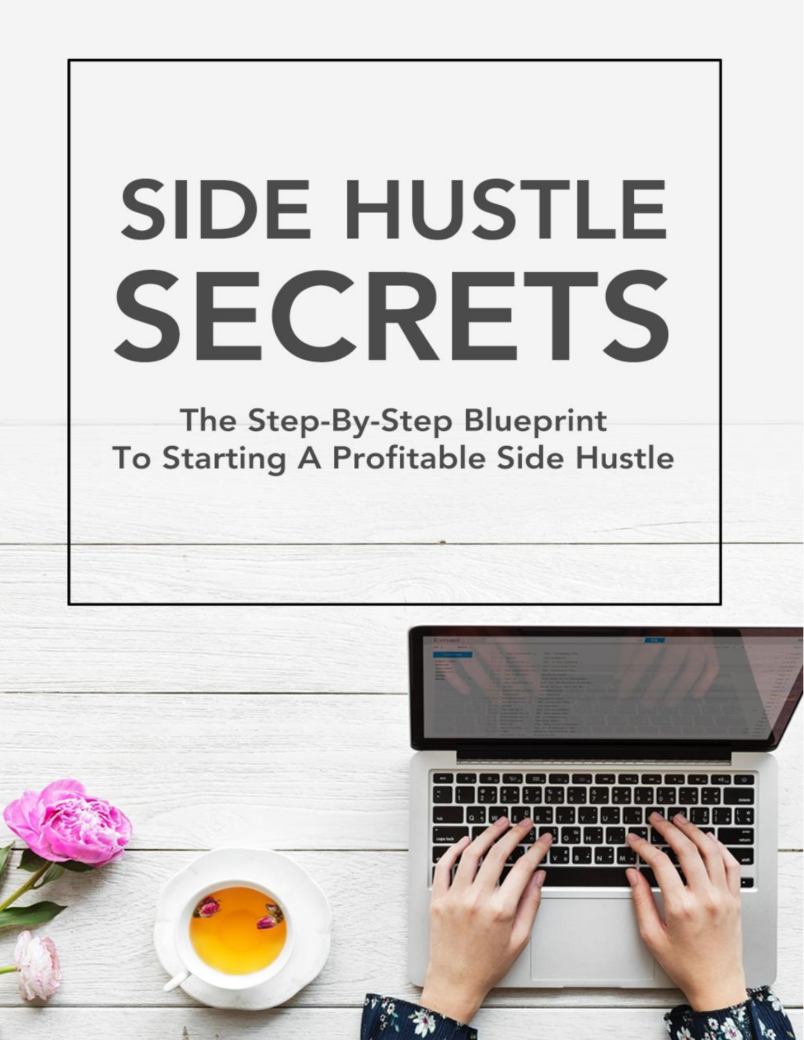# SIDE HUSTLE SECRETS

The Step-By-Step Blueprint To Starting A Profitable Side Hustle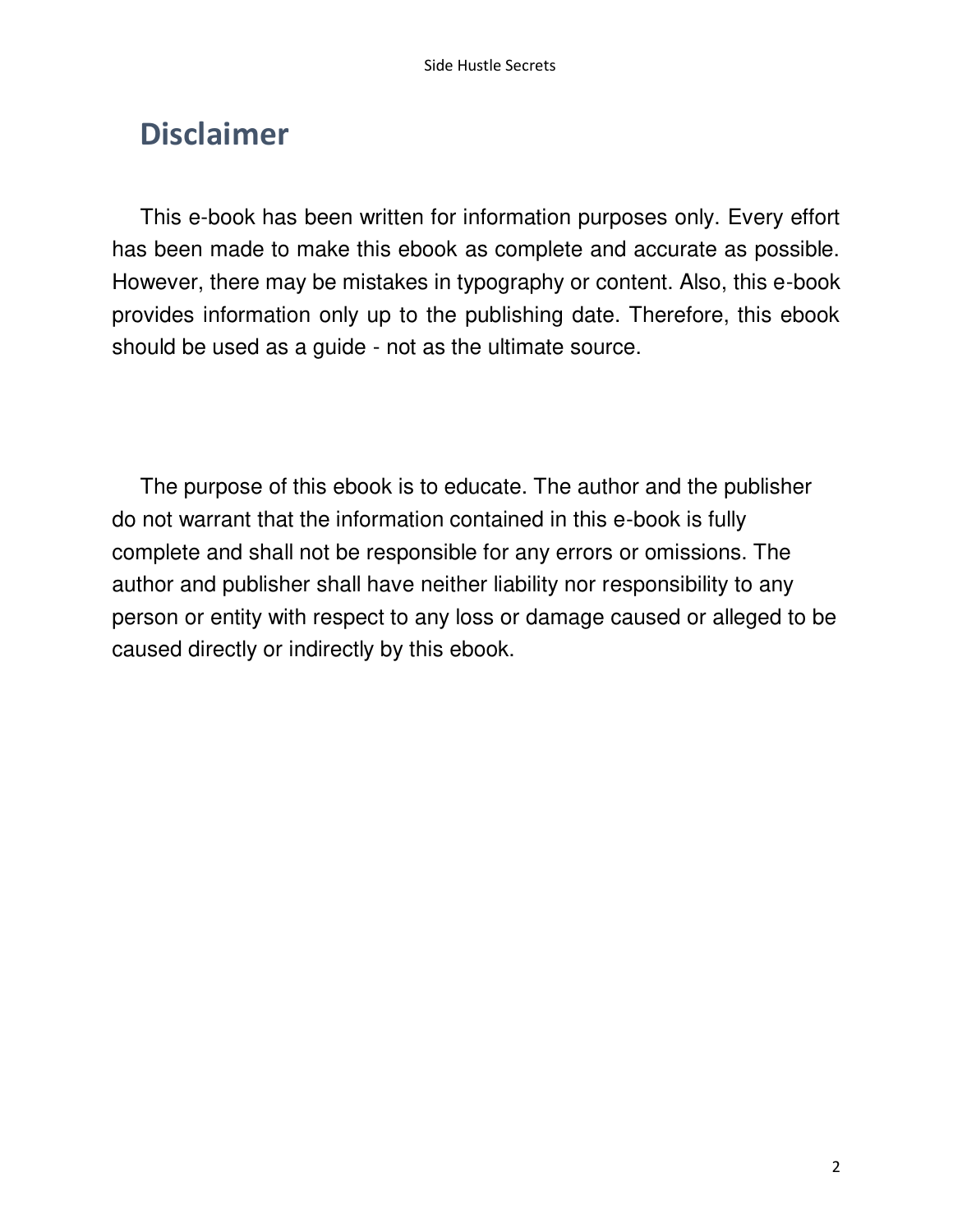# Disclaimer

This e-book has been written for information purposes only. Every effort has been made to make this ebook as complete and accurate as possible. However, there may be mistakes in typography or content. Also, this e-book provides information only up to the publishing date. Therefore, this ebook should be used as a guide - not as the ultimate source.

The purpose of this ebook is to educate. The author and the publisher do not warrant that the information contained in this e-book is fully complete and shall not be responsible for any errors or omissions. The author and publisher shall have neither liability nor responsibility to any person or entity with respect to any loss or damage caused or alleged to be caused directly or indirectly by this ebook.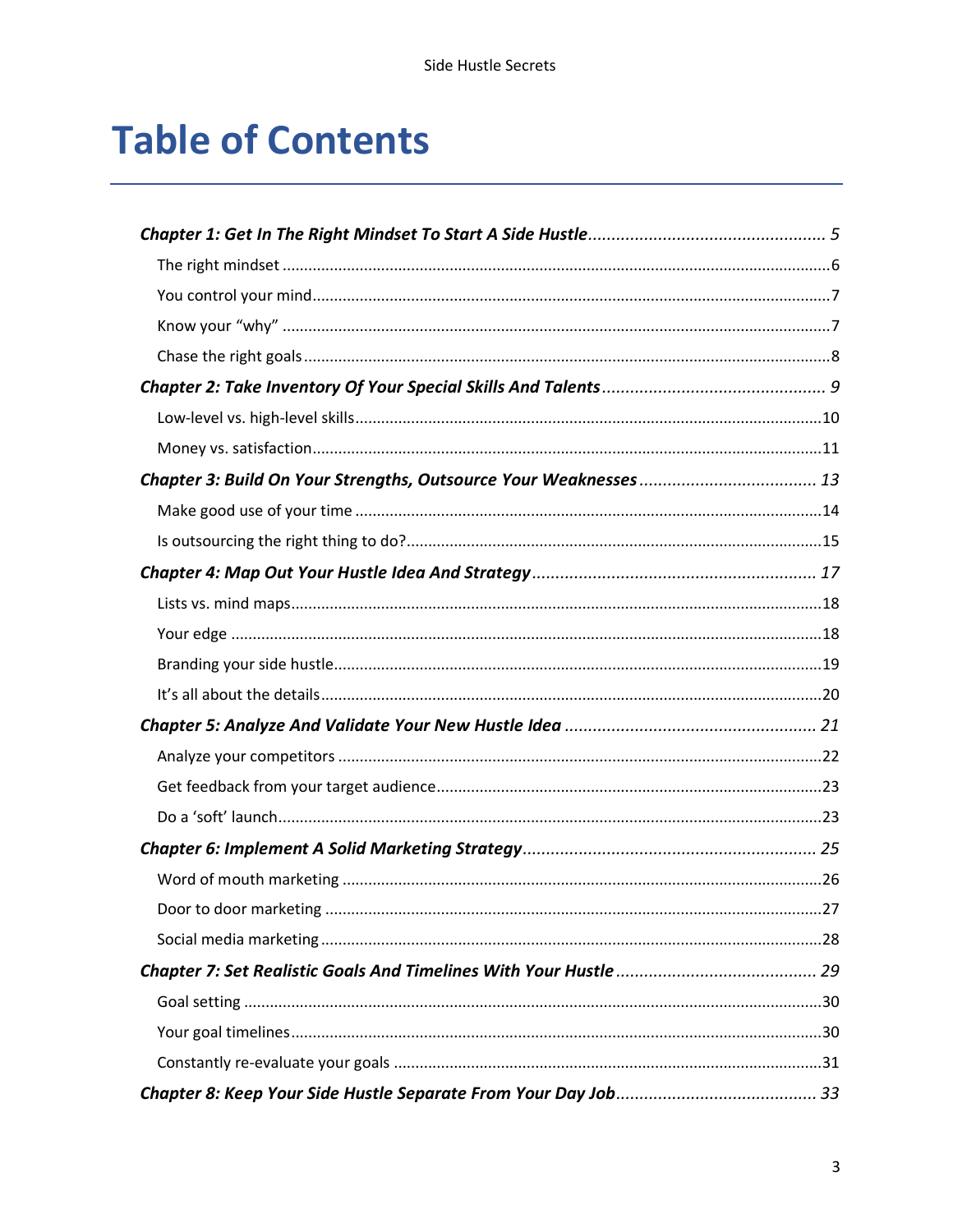# Table of Contents

***Chapter 1: Get In The Right Mindset To Start A Side Hustle*** ..................................................... *5*

The right mindset ........................................................................................................................6

You control your mind.................................................................................................................7

Know your "why" ........................................................................................................................7

Chase the right goals ...................................................................................................................8

***Chapter 2: Take Inventory Of Your Special Skills And Talents*** ................................................ *9*

Low-level vs. high-level skills.......................................................................................................10

Money vs. satisfaction.................................................................................................................11

***Chapter 3: Build On Your Strengths, Outsource Your Weaknesses*** ...................................... *13*

Make good use of your time .......................................................................................................14

Is outsourcing the right thing to do?...........................................................................................15

***Chapter 4: Map Out Your Hustle Idea And Strategy*** ............................................................. *17*

Lists vs. mind maps......................................................................................................................18

Your edge ....................................................................................................................................18

Branding your side hustle............................................................................................................19

It's all about the details...............................................................................................................20

***Chapter 5: Analyze And Validate Your New Hustle Idea*** ...................................................... *21*

Analyze your competitors ...........................................................................................................22

Get feedback from your target audience....................................................................................23

Do a 'soft' launch.........................................................................................................................23

***Chapter 6: Implement A Solid Marketing Strategy*** ............................................................... *25*

Word of mouth marketing ..........................................................................................................26

Door to door marketing ..............................................................................................................27

Social media marketing ...............................................................................................................28

***Chapter 7: Set Realistic Goals And Timelines With Your Hustle*** ........................................... *29*

Goal setting ................................................................................................................................30

Your goal timelines......................................................................................................................30

Constantly re-evaluate your goals ..............................................................................................31

***Chapter 8: Keep Your Side Hustle Separate From Your Day Job*** ........................................... *33*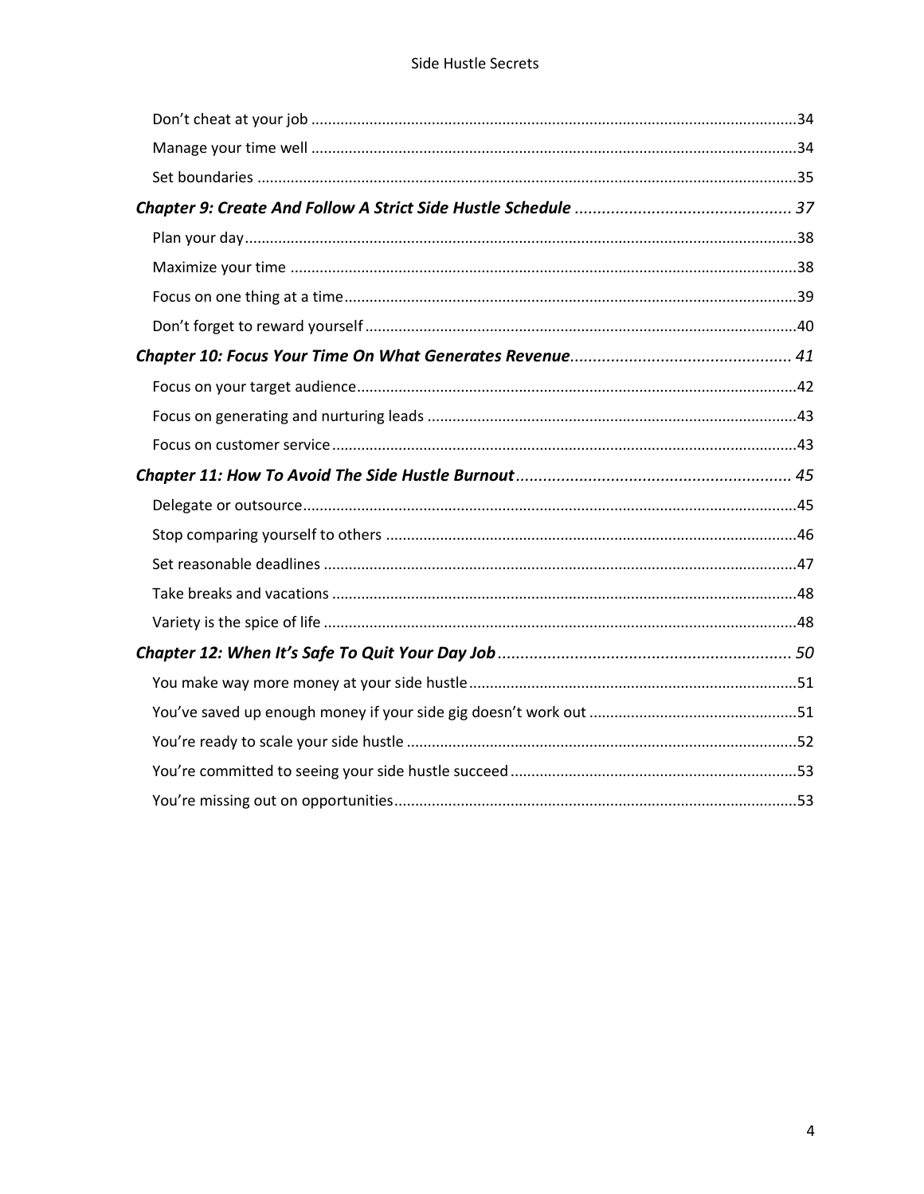Don't cheat at your job ....................................................................................................................34

Manage your time well ....................................................................................................................34

Set boundaries ................................................................................................................................35

***Chapter 9: Create And Follow A Strict Side Hustle Schedule*** ................................................ *37*

Plan your day....................................................................................................................................38

Maximize your time .........................................................................................................................38

Focus on one thing at a time............................................................................................................39

Don't forget to reward yourself .......................................................................................................40

***Chapter 10: Focus Your Time On What Generates Revenue***................................................. *41*

Focus on your target audience.........................................................................................................42

Focus on generating and nurturing leads ........................................................................................43

Focus on customer service ...............................................................................................................43

***Chapter 11: How To Avoid The Side Hustle Burnout***............................................................. *45*

Delegate or outsource......................................................................................................................45

Stop comparing yourself to others ..................................................................................................46

Set reasonable deadlines .................................................................................................................47

Take breaks and vacations ...............................................................................................................48

Variety is the spice of life .................................................................................................................48

***Chapter 12: When It's Safe To Quit Your Day Job***.................................................................. *50*

You make way more money at your side hustle..............................................................................51

You've saved up enough money if your side gig doesn't work out .................................................51

You're ready to scale your side hustle .............................................................................................52

You're committed to seeing your side hustle succeed ....................................................................53

You're missing out on opportunities................................................................................................53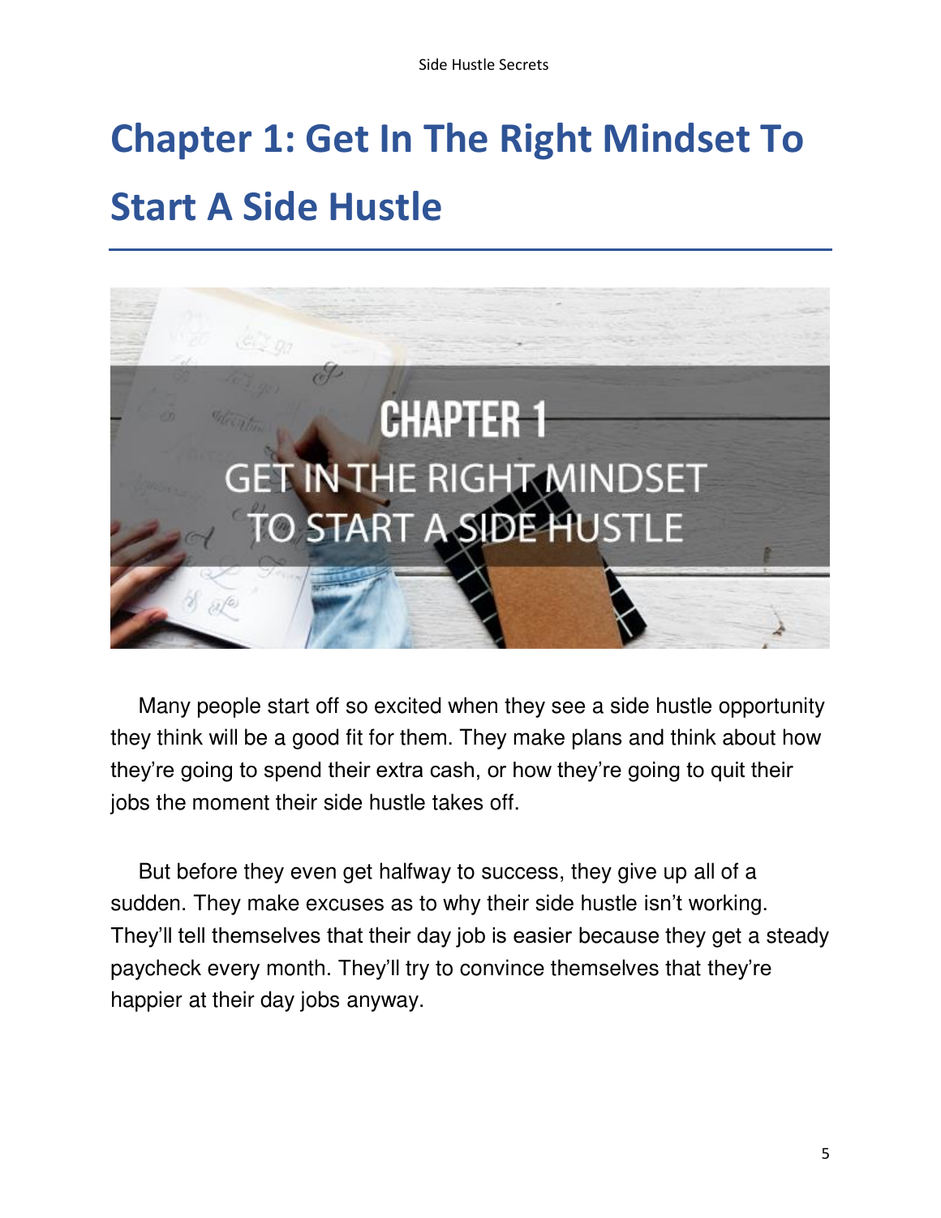# Chapter 1: Get In The Right Mindset To Start A Side Hustle

Many people start off so excited when they see a side hustle opportunity they think will be a good fit for them. They make plans and think about how they're going to spend their extra cash, or how they're going to quit their jobs the moment their side hustle takes off.

But before they even get halfway to success, they give up all of a sudden. They make excuses as to why their side hustle isn't working. They'll tell themselves that their day job is easier because they get a steady paycheck every month. They'll try to convince themselves that they're happier at their day jobs anyway.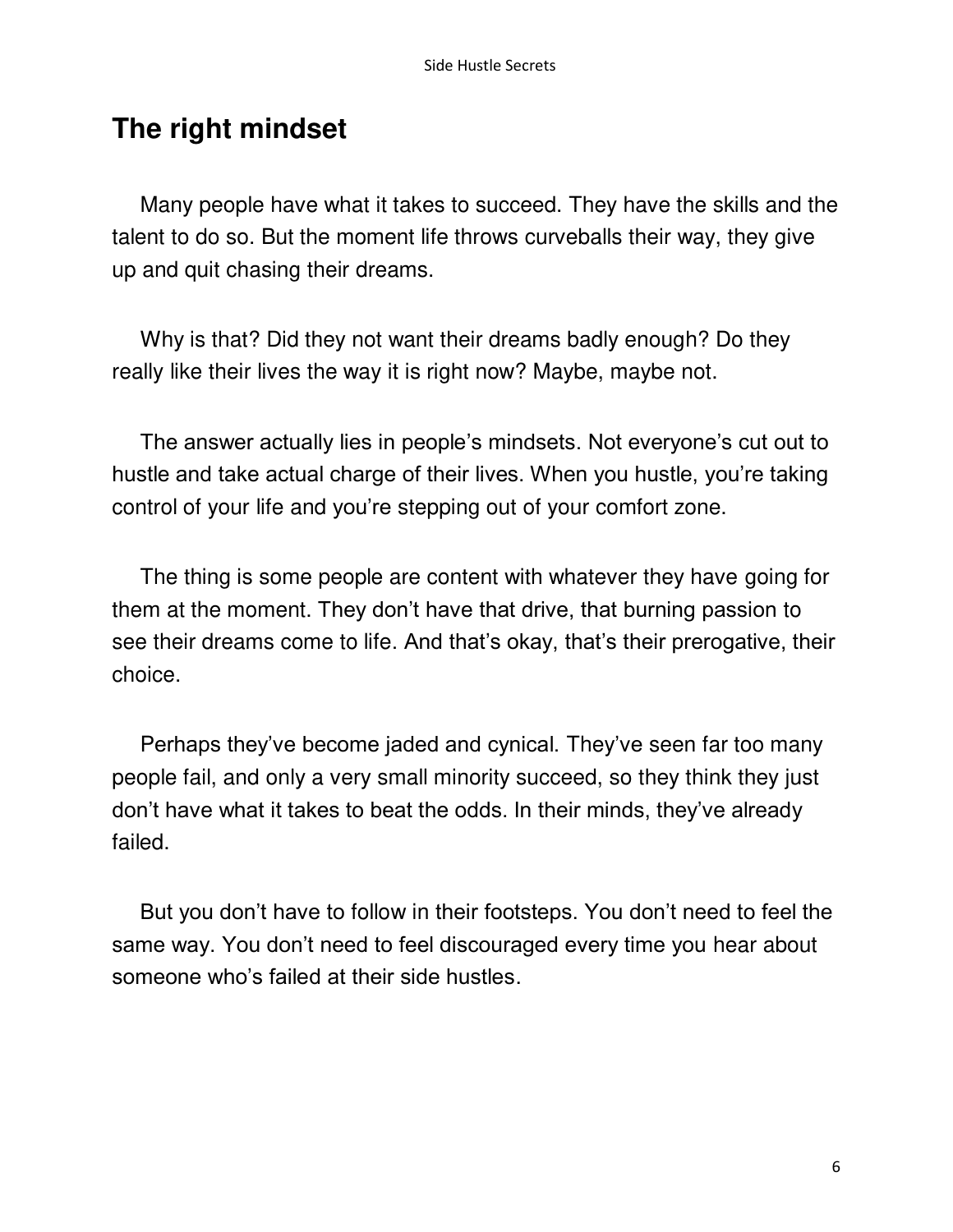## The right mindset

Many people have what it takes to succeed. They have the skills and the talent to do so. But the moment life throws curveballs their way, they give up and quit chasing their dreams.

Why is that? Did they not want their dreams badly enough? Do they really like their lives the way it is right now? Maybe, maybe not.

The answer actually lies in people's mindsets. Not everyone's cut out to hustle and take actual charge of their lives. When you hustle, you're taking control of your life and you're stepping out of your comfort zone.

The thing is some people are content with whatever they have going for them at the moment. They don't have that drive, that burning passion to see their dreams come to life. And that's okay, that's their prerogative, their choice.

Perhaps they've become jaded and cynical. They've seen far too many people fail, and only a very small minority succeed, so they think they just don't have what it takes to beat the odds. In their minds, they've already failed.

But you don't have to follow in their footsteps. You don't need to feel the same way. You don't need to feel discouraged every time you hear about someone who's failed at their side hustles.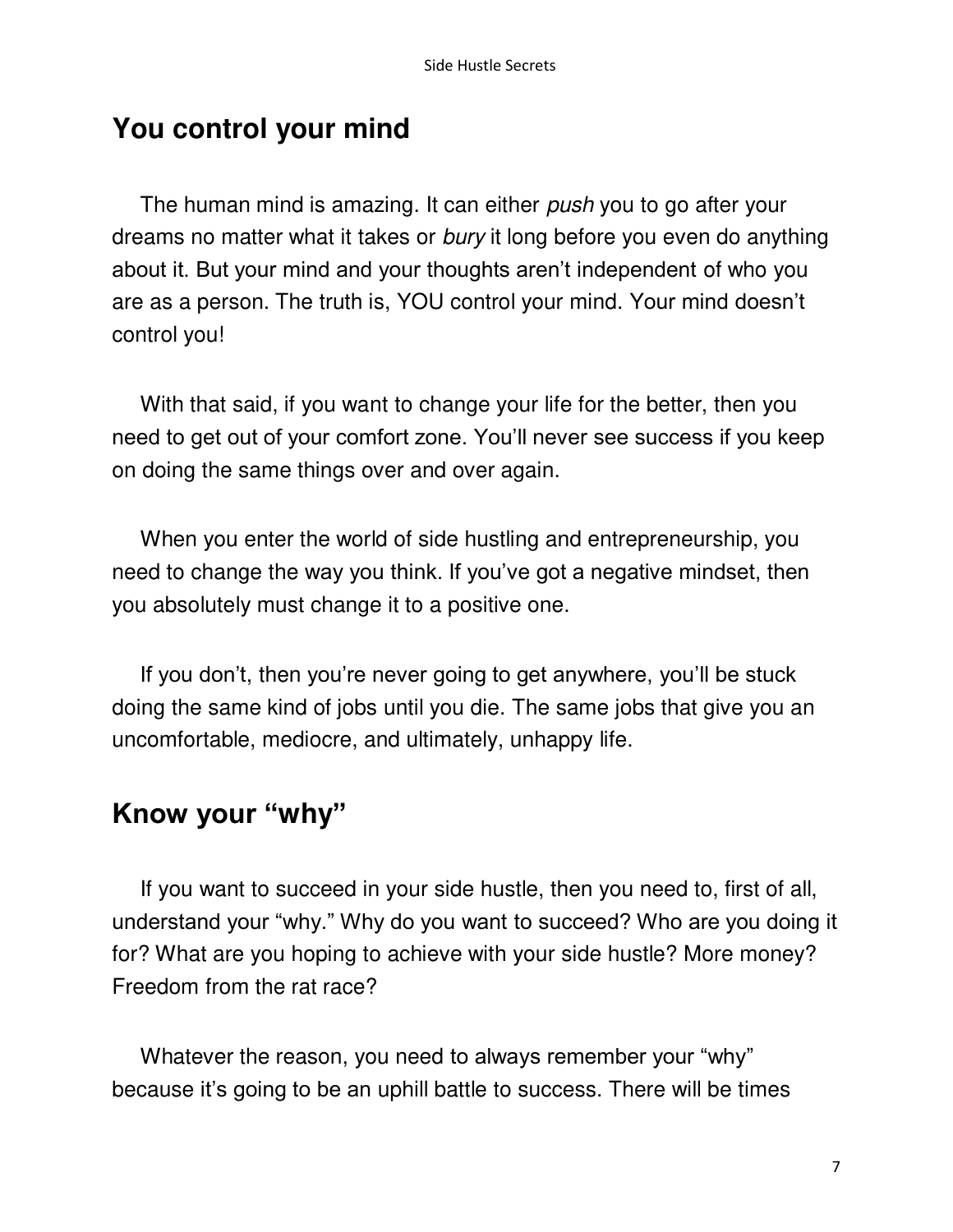## You control your mind

The human mind is amazing. It can either *push* you to go after your dreams no matter what it takes or *bury* it long before you even do anything about it. But your mind and your thoughts aren't independent of who you are as a person. The truth is, YOU control your mind. Your mind doesn't control you!

With that said, if you want to change your life for the better, then you need to get out of your comfort zone. You'll never see success if you keep on doing the same things over and over again.

When you enter the world of side hustling and entrepreneurship, you need to change the way you think. If you've got a negative mindset, then you absolutely must change it to a positive one.

If you don't, then you're never going to get anywhere, you'll be stuck doing the same kind of jobs until you die. The same jobs that give you an uncomfortable, mediocre, and ultimately, unhappy life.

## Know your "why"

If you want to succeed in your side hustle, then you need to, first of all, understand your "why." Why do you want to succeed? Who are you doing it for? What are you hoping to achieve with your side hustle? More money? Freedom from the rat race?

Whatever the reason, you need to always remember your "why" because it's going to be an uphill battle to success. There will be times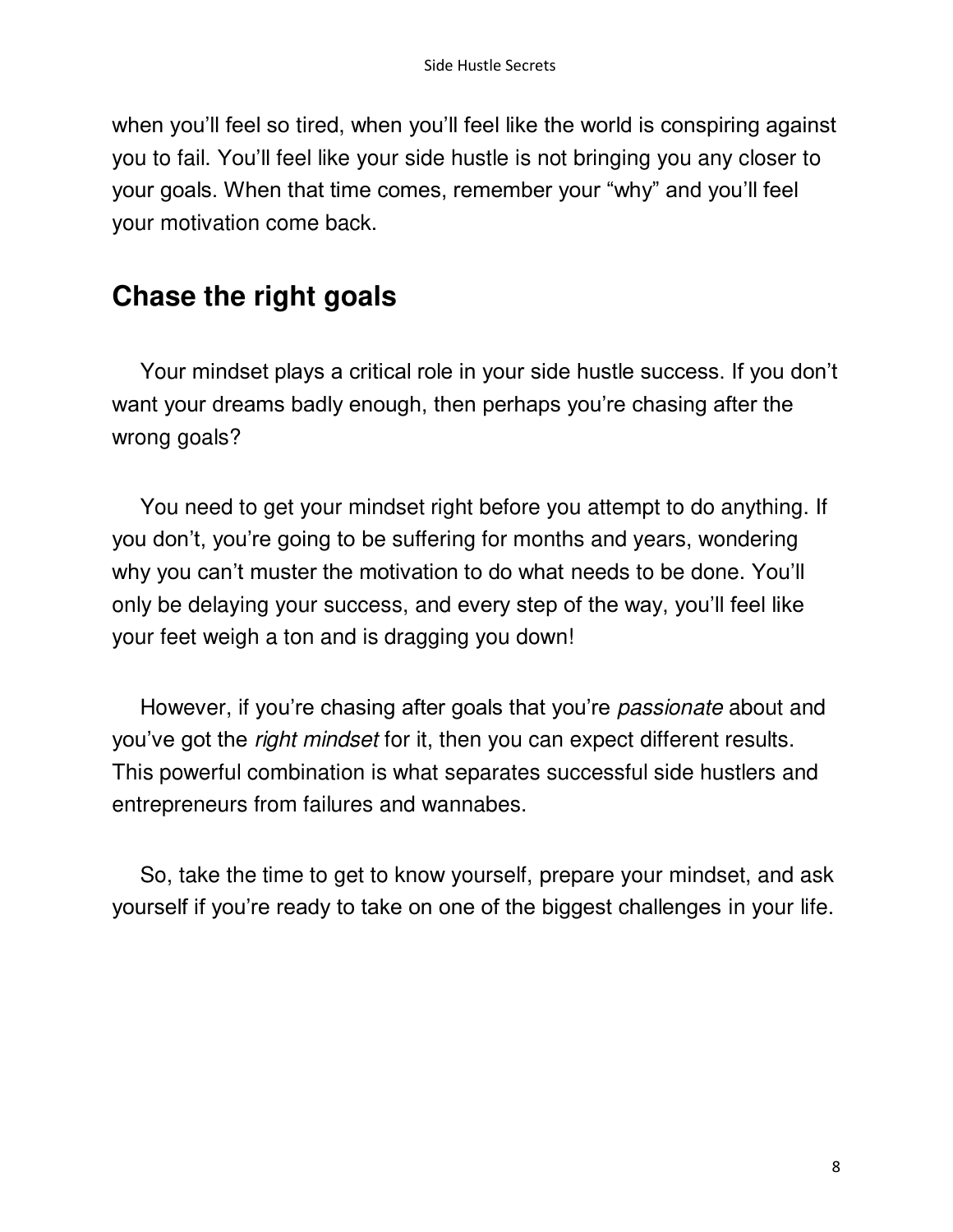when you'll feel so tired, when you'll feel like the world is conspiring against you to fail. You'll feel like your side hustle is not bringing you any closer to your goals. When that time comes, remember your "why" and you'll feel your motivation come back.

## Chase the right goals

Your mindset plays a critical role in your side hustle success. If you don't want your dreams badly enough, then perhaps you're chasing after the wrong goals?

You need to get your mindset right before you attempt to do anything. If you don't, you're going to be suffering for months and years, wondering why you can't muster the motivation to do what needs to be done. You'll only be delaying your success, and every step of the way, you'll feel like your feet weigh a ton and is dragging you down!

However, if you're chasing after goals that you're *passionate* about and you've got the *right mindset* for it, then you can expect different results. This powerful combination is what separates successful side hustlers and entrepreneurs from failures and wannabes.

So, take the time to get to know yourself, prepare your mindset, and ask yourself if you're ready to take on one of the biggest challenges in your life.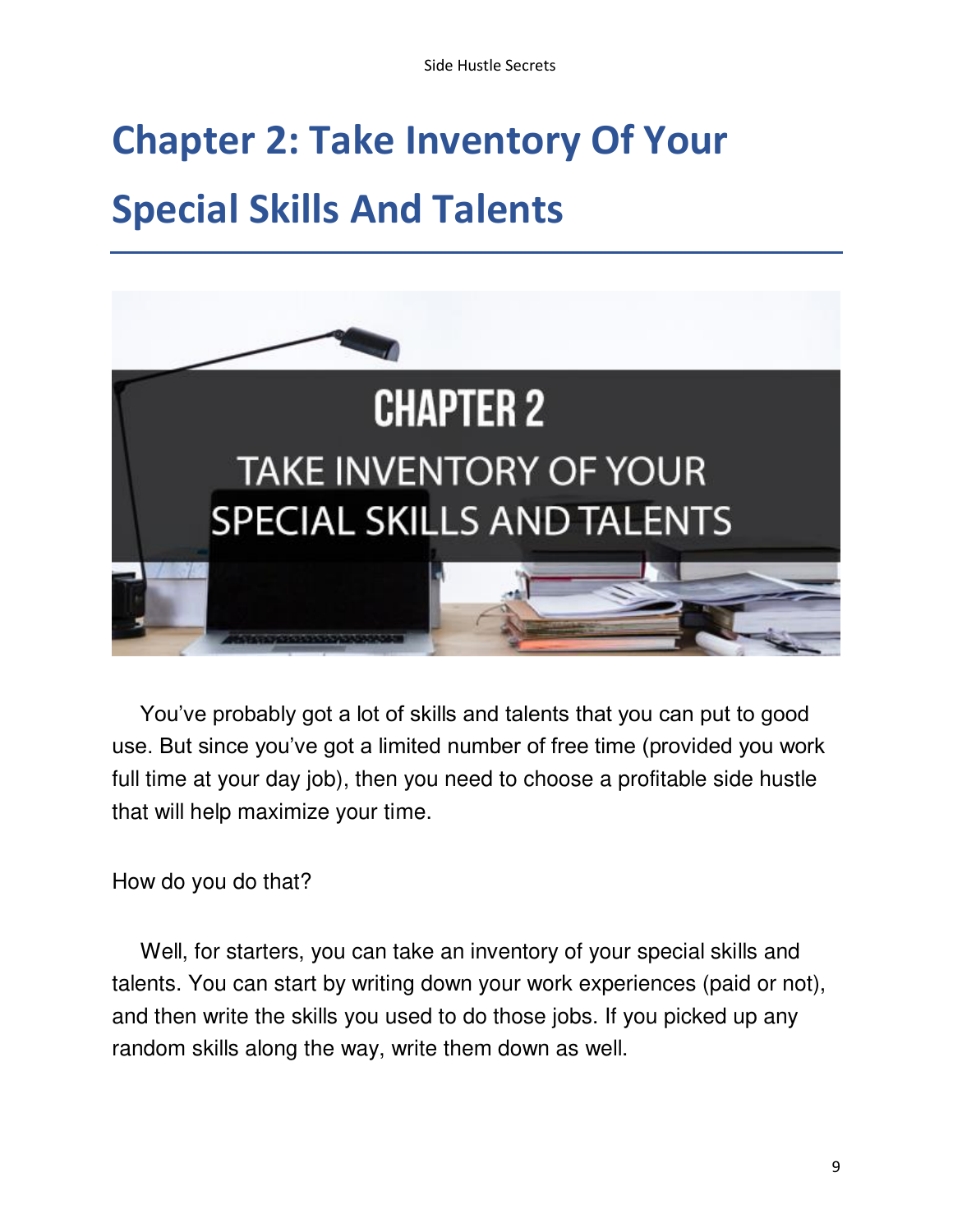# Chapter 2: Take Inventory Of Your Special Skills And Talents

You've probably got a lot of skills and talents that you can put to good use. But since you've got a limited number of free time (provided you work full time at your day job), then you need to choose a profitable side hustle that will help maximize your time.

How do you do that?

Well, for starters, you can take an inventory of your special skills and talents. You can start by writing down your work experiences (paid or not), and then write the skills you used to do those jobs. If you picked up any random skills along the way, write them down as well.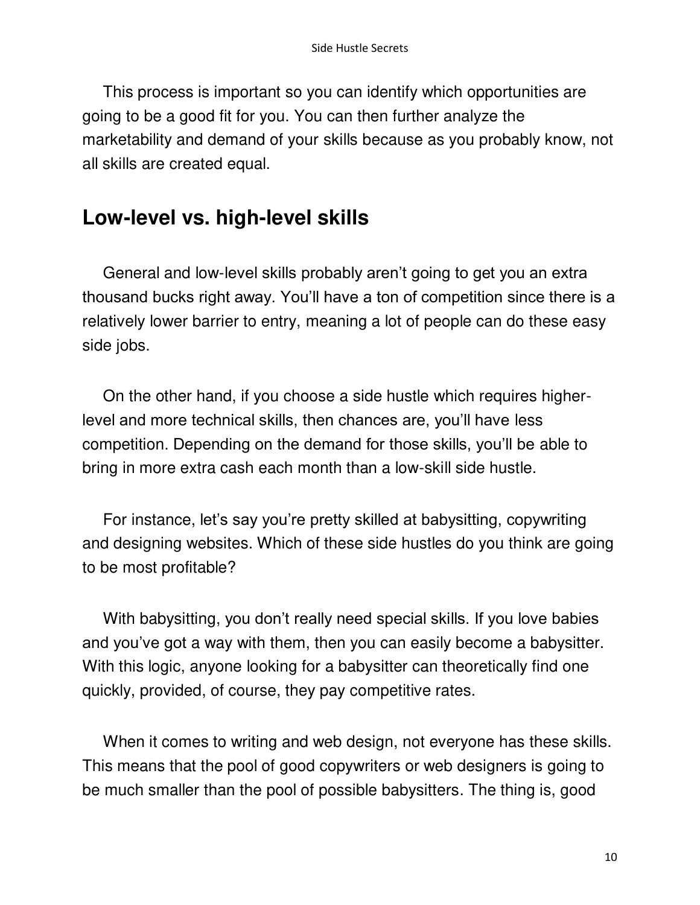This process is important so you can identify which opportunities are going to be a good fit for you. You can then further analyze the marketability and demand of your skills because as you probably know, not all skills are created equal.

## Low-level vs. high-level skills

General and low-level skills probably aren't going to get you an extra thousand bucks right away. You'll have a ton of competition since there is a relatively lower barrier to entry, meaning a lot of people can do these easy side jobs.

On the other hand, if you choose a side hustle which requires higher-level and more technical skills, then chances are, you'll have less competition. Depending on the demand for those skills, you'll be able to bring in more extra cash each month than a low-skill side hustle.

For instance, let's say you're pretty skilled at babysitting, copywriting and designing websites. Which of these side hustles do you think are going to be most profitable?

With babysitting, you don't really need special skills. If you love babies and you've got a way with them, then you can easily become a babysitter. With this logic, anyone looking for a babysitter can theoretically find one quickly, provided, of course, they pay competitive rates.

When it comes to writing and web design, not everyone has these skills. This means that the pool of good copywriters or web designers is going to be much smaller than the pool of possible babysitters. The thing is, good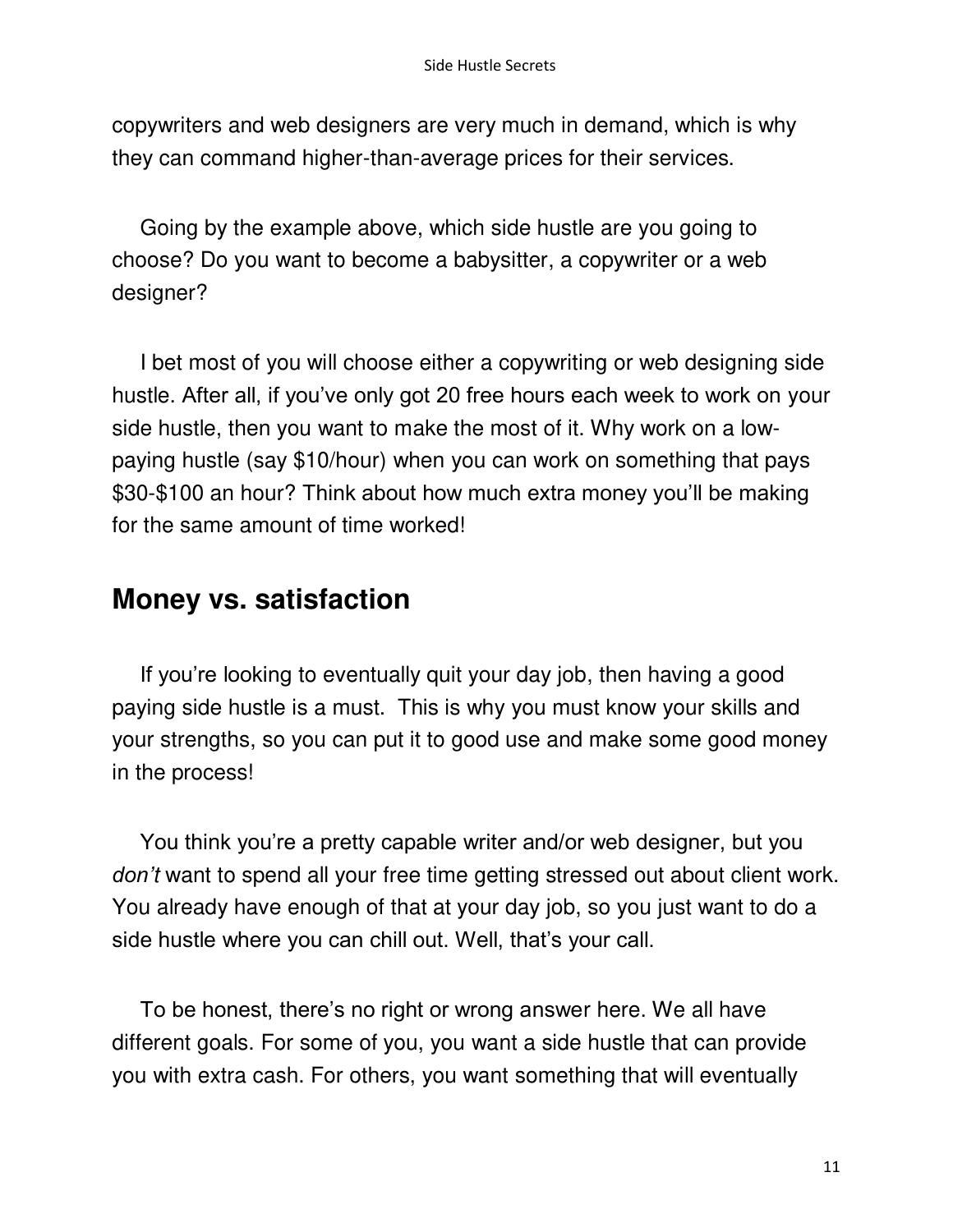copywriters and web designers are very much in demand, which is why they can command higher-than-average prices for their services.

Going by the example above, which side hustle are you going to choose? Do you want to become a babysitter, a copywriter or a web designer?

I bet most of you will choose either a copywriting or web designing side hustle. After all, if you've only got 20 free hours each week to work on your side hustle, then you want to make the most of it. Why work on a low-paying hustle (say $10/hour) when you can work on something that pays $30-$100 an hour? Think about how much extra money you'll be making for the same amount of time worked!

## Money vs. satisfaction

If you're looking to eventually quit your day job, then having a good paying side hustle is a must. This is why you must know your skills and your strengths, so you can put it to good use and make some good money in the process!

You think you're a pretty capable writer and/or web designer, but you *don't* want to spend all your free time getting stressed out about client work. You already have enough of that at your day job, so you just want to do a side hustle where you can chill out. Well, that's your call.

To be honest, there's no right or wrong answer here. We all have different goals. For some of you, you want a side hustle that can provide you with extra cash. For others, you want something that will eventually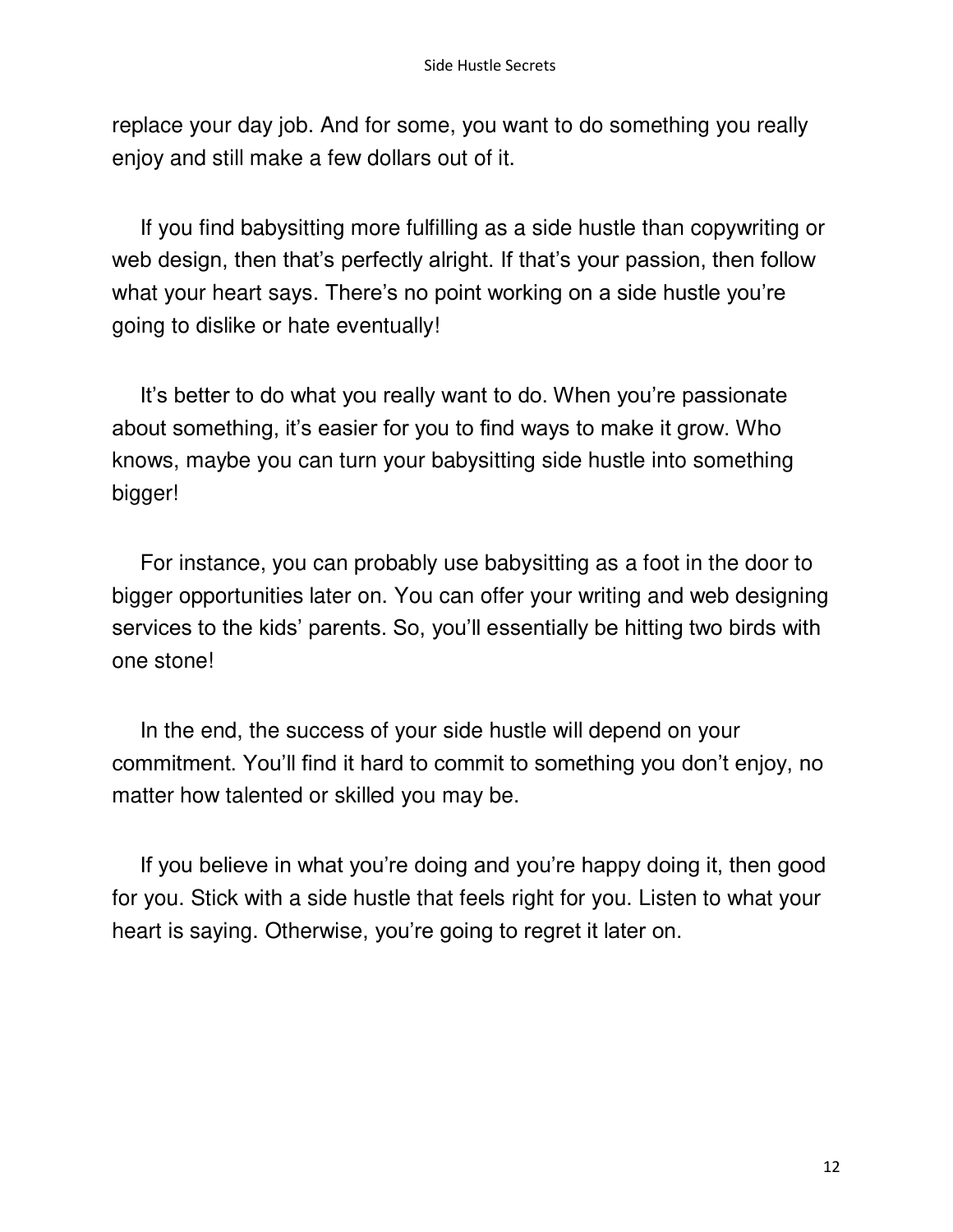replace your day job. And for some, you want to do something you really enjoy and still make a few dollars out of it.

If you find babysitting more fulfilling as a side hustle than copywriting or web design, then that's perfectly alright. If that's your passion, then follow what your heart says. There's no point working on a side hustle you're going to dislike or hate eventually!

It's better to do what you really want to do. When you're passionate about something, it's easier for you to find ways to make it grow. Who knows, maybe you can turn your babysitting side hustle into something bigger!

For instance, you can probably use babysitting as a foot in the door to bigger opportunities later on. You can offer your writing and web designing services to the kids' parents. So, you'll essentially be hitting two birds with one stone!

In the end, the success of your side hustle will depend on your commitment. You'll find it hard to commit to something you don't enjoy, no matter how talented or skilled you may be.

If you believe in what you're doing and you're happy doing it, then good for you. Stick with a side hustle that feels right for you. Listen to what your heart is saying. Otherwise, you're going to regret it later on.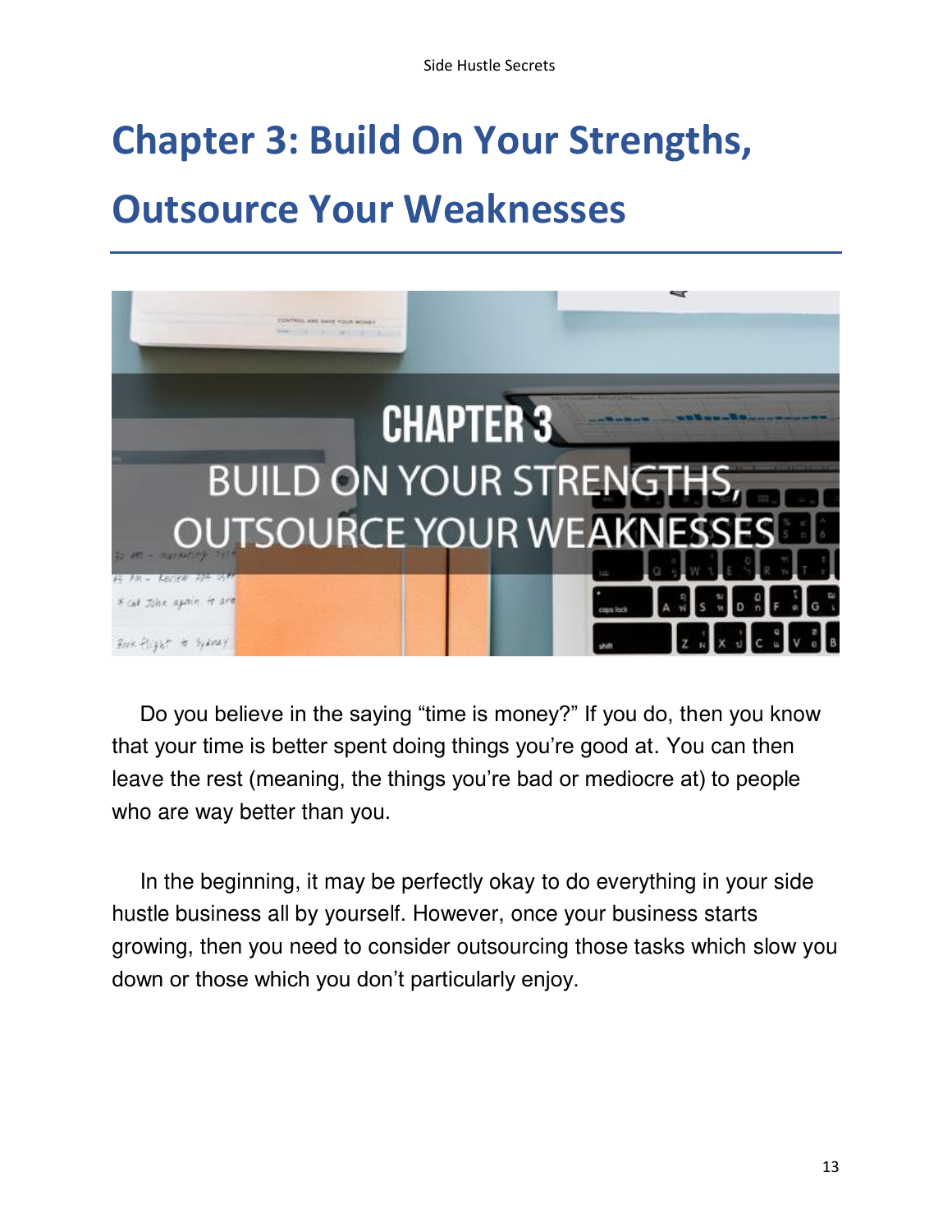# Chapter 3: Build On Your Strengths, Outsource Your Weaknesses

Do you believe in the saying "time is money?" If you do, then you know that your time is better spent doing things you're good at. You can then leave the rest (meaning, the things you're bad or mediocre at) to people who are way better than you.

In the beginning, it may be perfectly okay to do everything in your side hustle business all by yourself. However, once your business starts growing, then you need to consider outsourcing those tasks which slow you down or those which you don't particularly enjoy.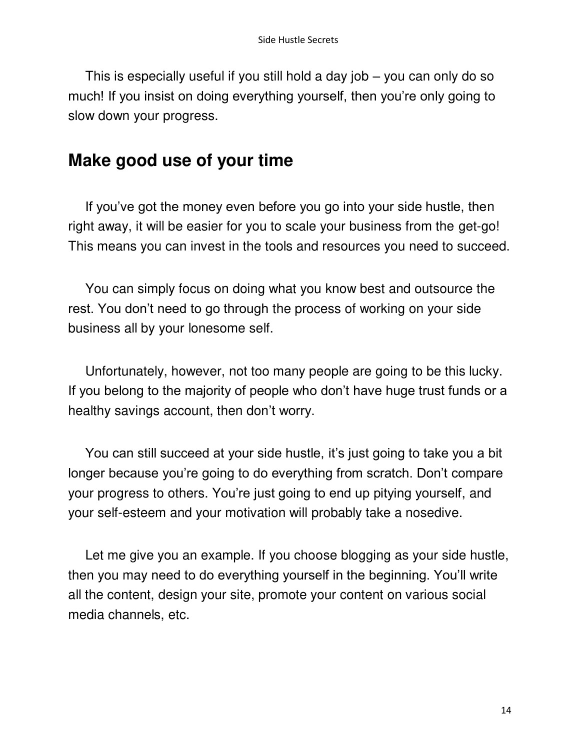This is especially useful if you still hold a day job – you can only do so much! If you insist on doing everything yourself, then you're only going to slow down your progress.

## Make good use of your time

If you've got the money even before you go into your side hustle, then right away, it will be easier for you to scale your business from the get-go! This means you can invest in the tools and resources you need to succeed.

You can simply focus on doing what you know best and outsource the rest. You don't need to go through the process of working on your side business all by your lonesome self.

Unfortunately, however, not too many people are going to be this lucky. If you belong to the majority of people who don't have huge trust funds or a healthy savings account, then don't worry.

You can still succeed at your side hustle, it's just going to take you a bit longer because you're going to do everything from scratch. Don't compare your progress to others. You're just going to end up pitying yourself, and your self-esteem and your motivation will probably take a nosedive.

Let me give you an example. If you choose blogging as your side hustle, then you may need to do everything yourself in the beginning. You'll write all the content, design your site, promote your content on various social media channels, etc.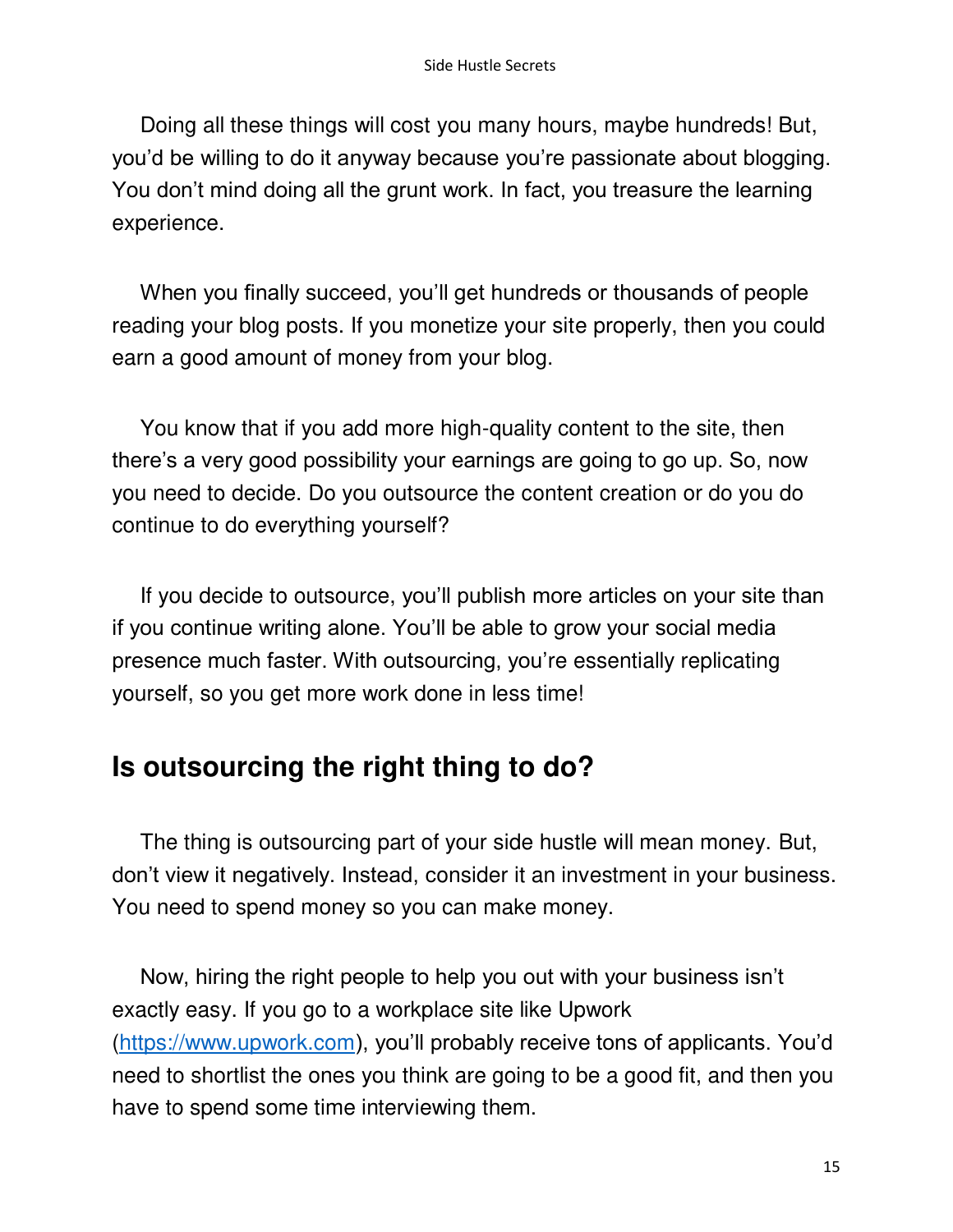Doing all these things will cost you many hours, maybe hundreds! But, you'd be willing to do it anyway because you're passionate about blogging. You don't mind doing all the grunt work. In fact, you treasure the learning experience.

When you finally succeed, you'll get hundreds or thousands of people reading your blog posts. If you monetize your site properly, then you could earn a good amount of money from your blog.

You know that if you add more high-quality content to the site, then there's a very good possibility your earnings are going to go up. So, now you need to decide. Do you outsource the content creation or do you do continue to do everything yourself?

If you decide to outsource, you'll publish more articles on your site than if you continue writing alone. You'll be able to grow your social media presence much faster. With outsourcing, you're essentially replicating yourself, so you get more work done in less time!

## Is outsourcing the right thing to do?

The thing is outsourcing part of your side hustle will mean money. But, don't view it negatively. Instead, consider it an investment in your business. You need to spend money so you can make money.

Now, hiring the right people to help you out with your business isn't exactly easy. If you go to a workplace site like Upwork ([https://www.upwork.com](https://www.upwork.com)), you'll probably receive tons of applicants. You'd need to shortlist the ones you think are going to be a good fit, and then you have to spend some time interviewing them.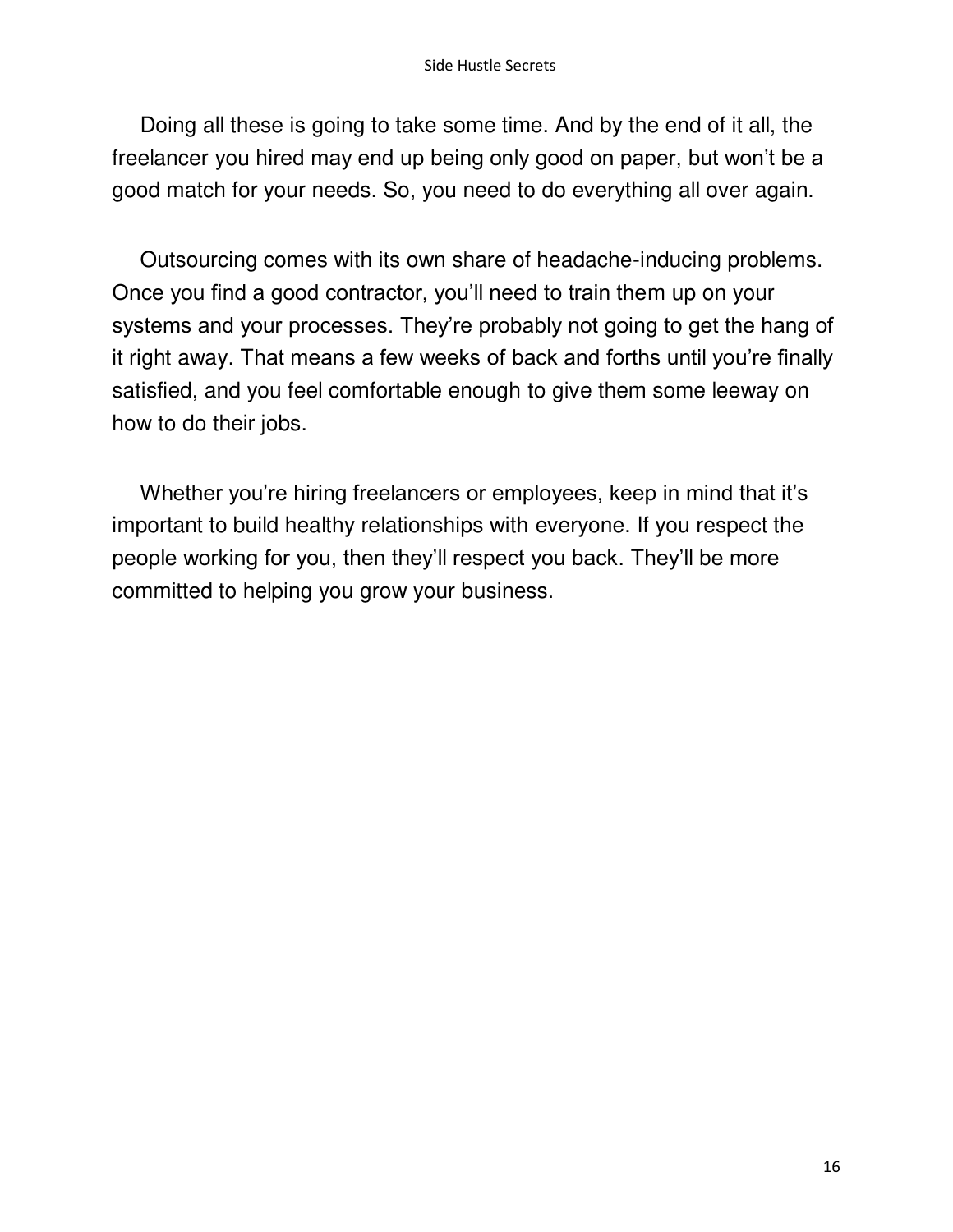Doing all these is going to take some time. And by the end of it all, the freelancer you hired may end up being only good on paper, but won't be a good match for your needs. So, you need to do everything all over again.

Outsourcing comes with its own share of headache-inducing problems. Once you find a good contractor, you'll need to train them up on your systems and your processes. They're probably not going to get the hang of it right away. That means a few weeks of back and forths until you're finally satisfied, and you feel comfortable enough to give them some leeway on how to do their jobs.

Whether you're hiring freelancers or employees, keep in mind that it's important to build healthy relationships with everyone. If you respect the people working for you, then they'll respect you back. They'll be more committed to helping you grow your business.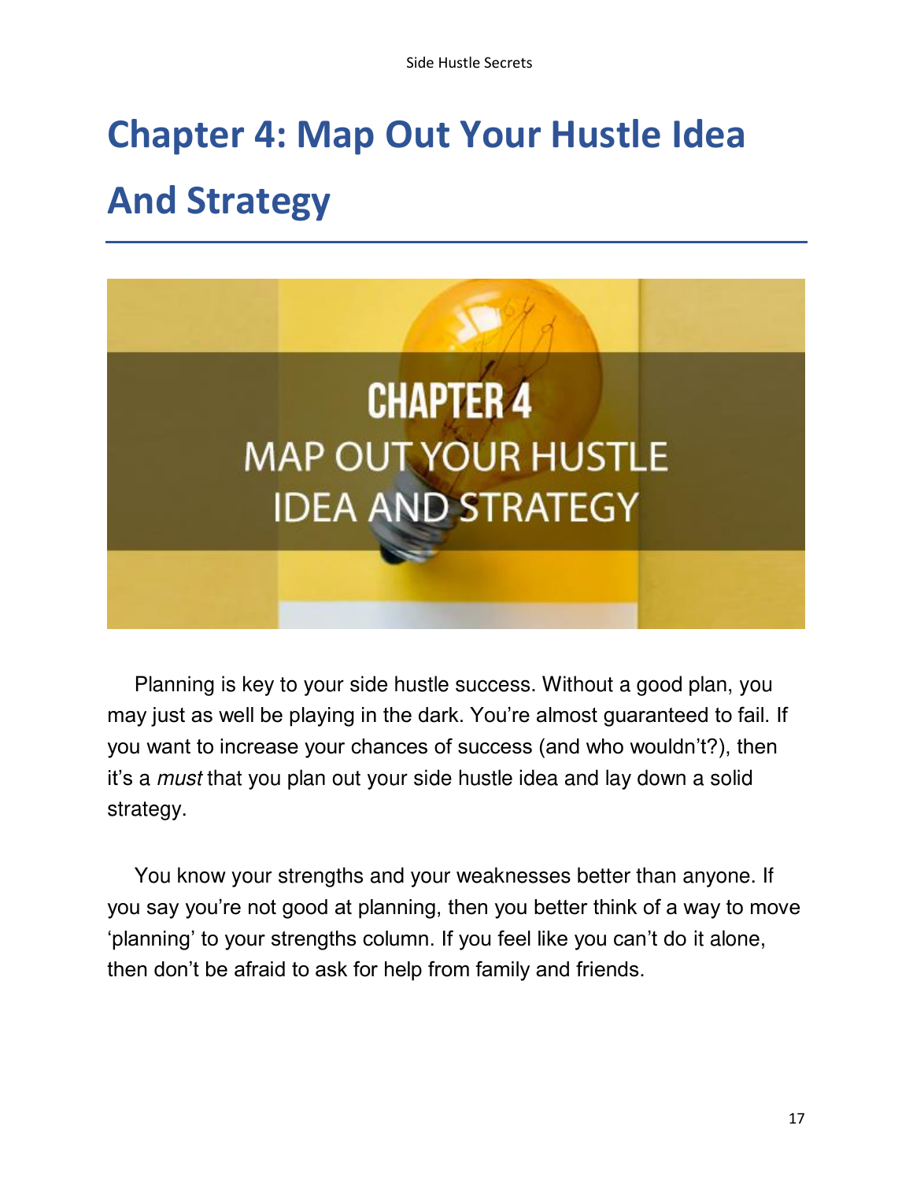# Chapter 4: Map Out Your Hustle Idea And Strategy

Planning is key to your side hustle success. Without a good plan, you may just as well be playing in the dark. You're almost guaranteed to fail. If you want to increase your chances of success (and who wouldn't?), then it's a *must* that you plan out your side hustle idea and lay down a solid strategy.

You know your strengths and your weaknesses better than anyone. If you say you're not good at planning, then you better think of a way to move 'planning' to your strengths column. If you feel like you can't do it alone, then don't be afraid to ask for help from family and friends.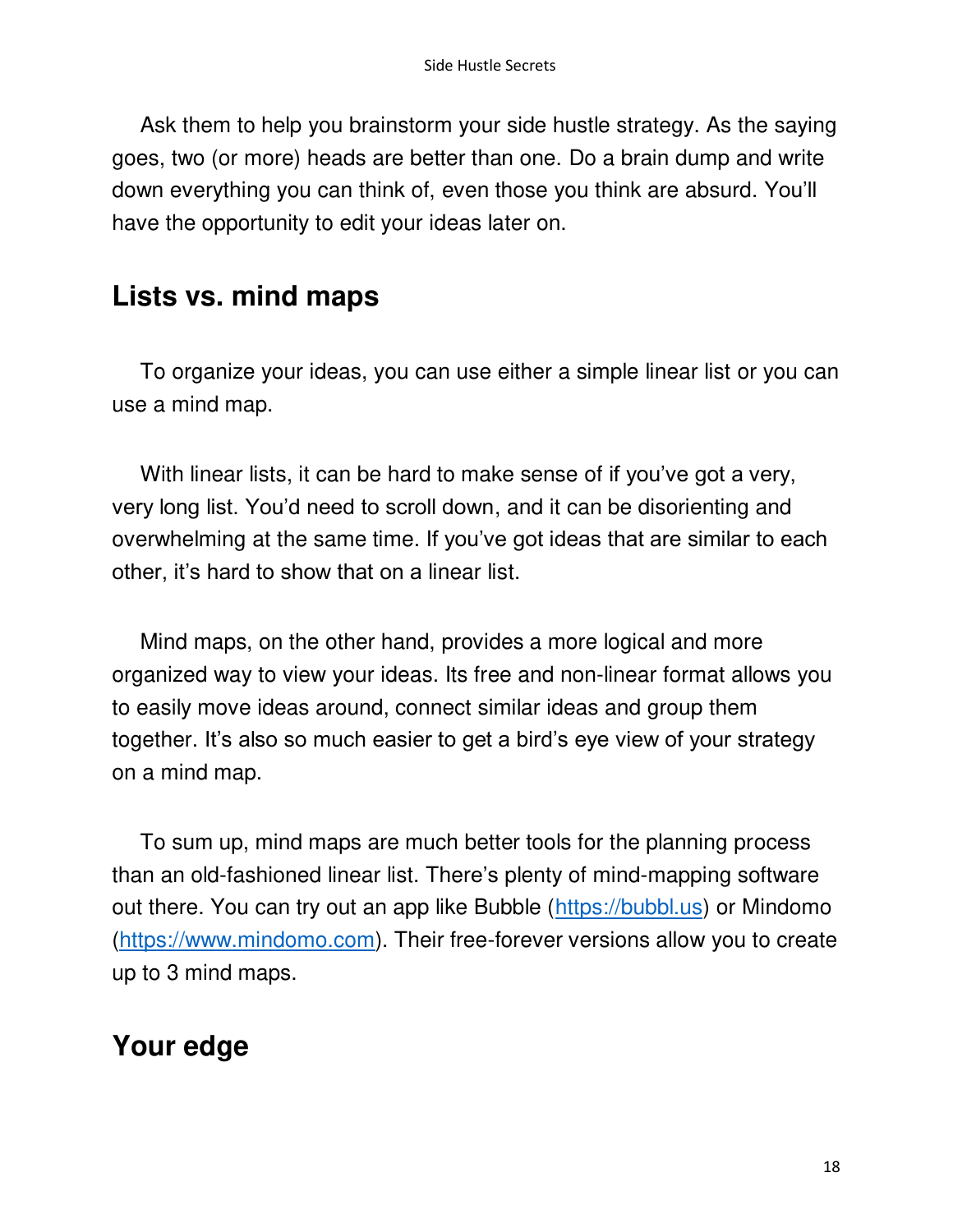Ask them to help you brainstorm your side hustle strategy. As the saying goes, two (or more) heads are better than one. Do a brain dump and write down everything you can think of, even those you think are absurd. You'll have the opportunity to edit your ideas later on.

## Lists vs. mind maps

To organize your ideas, you can use either a simple linear list or you can use a mind map.

With linear lists, it can be hard to make sense of if you've got a very, very long list. You'd need to scroll down, and it can be disorienting and overwhelming at the same time. If you've got ideas that are similar to each other, it's hard to show that on a linear list.

Mind maps, on the other hand, provides a more logical and more organized way to view your ideas. Its free and non-linear format allows you to easily move ideas around, connect similar ideas and group them together. It's also so much easier to get a bird's eye view of your strategy on a mind map.

To sum up, mind maps are much better tools for the planning process than an old-fashioned linear list. There's plenty of mind-mapping software out there. You can try out an app like Bubble (https://bubbl.us) or Mindomo (https://www.mindomo.com). Their free-forever versions allow you to create up to 3 mind maps.

## Your edge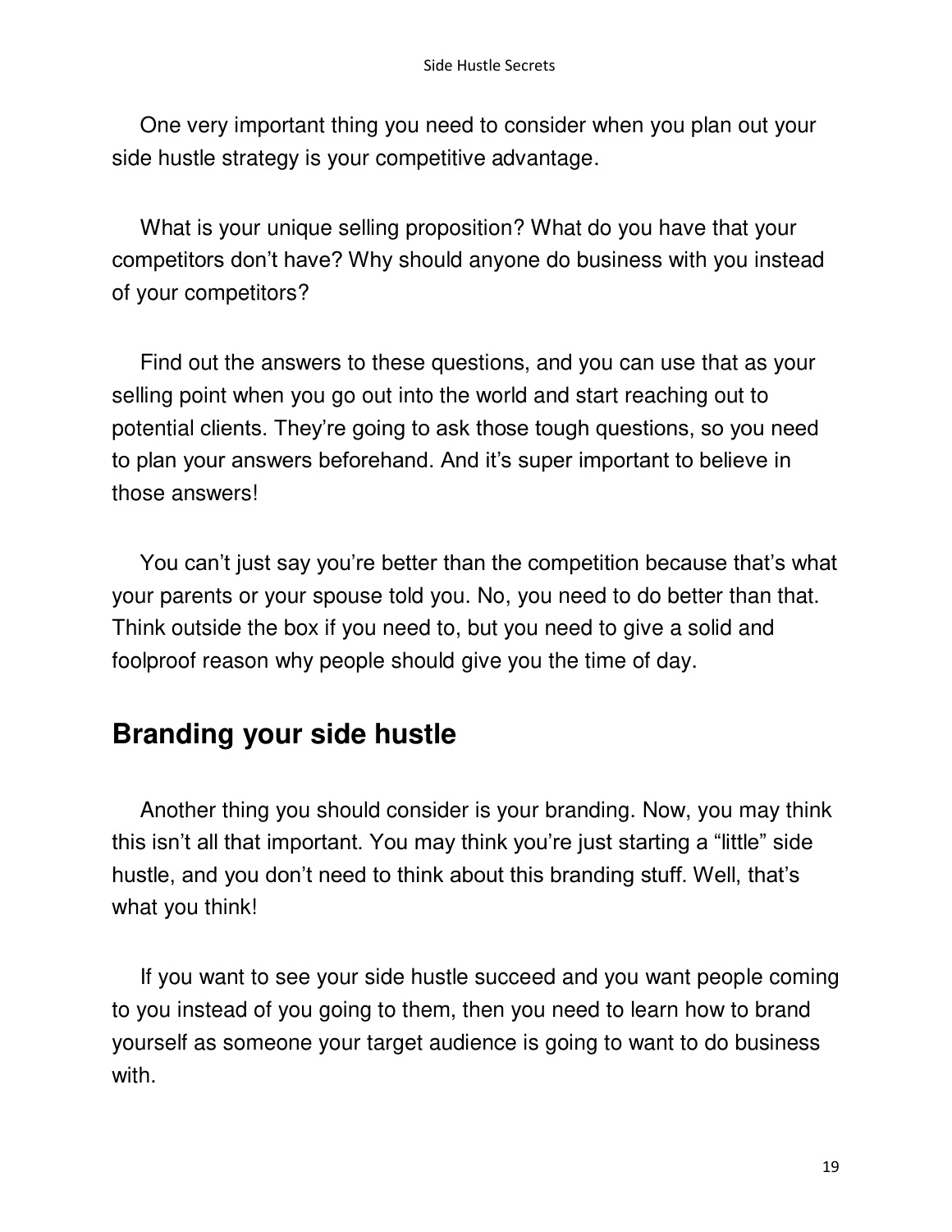One very important thing you need to consider when you plan out your side hustle strategy is your competitive advantage.

What is your unique selling proposition? What do you have that your competitors don't have? Why should anyone do business with you instead of your competitors?

Find out the answers to these questions, and you can use that as your selling point when you go out into the world and start reaching out to potential clients. They're going to ask those tough questions, so you need to plan your answers beforehand. And it's super important to believe in those answers!

You can't just say you're better than the competition because that's what your parents or your spouse told you. No, you need to do better than that. Think outside the box if you need to, but you need to give a solid and foolproof reason why people should give you the time of day.

## Branding your side hustle

Another thing you should consider is your branding. Now, you may think this isn't all that important. You may think you're just starting a "little" side hustle, and you don't need to think about this branding stuff. Well, that's what you think!

If you want to see your side hustle succeed and you want people coming to you instead of you going to them, then you need to learn how to brand yourself as someone your target audience is going to want to do business with.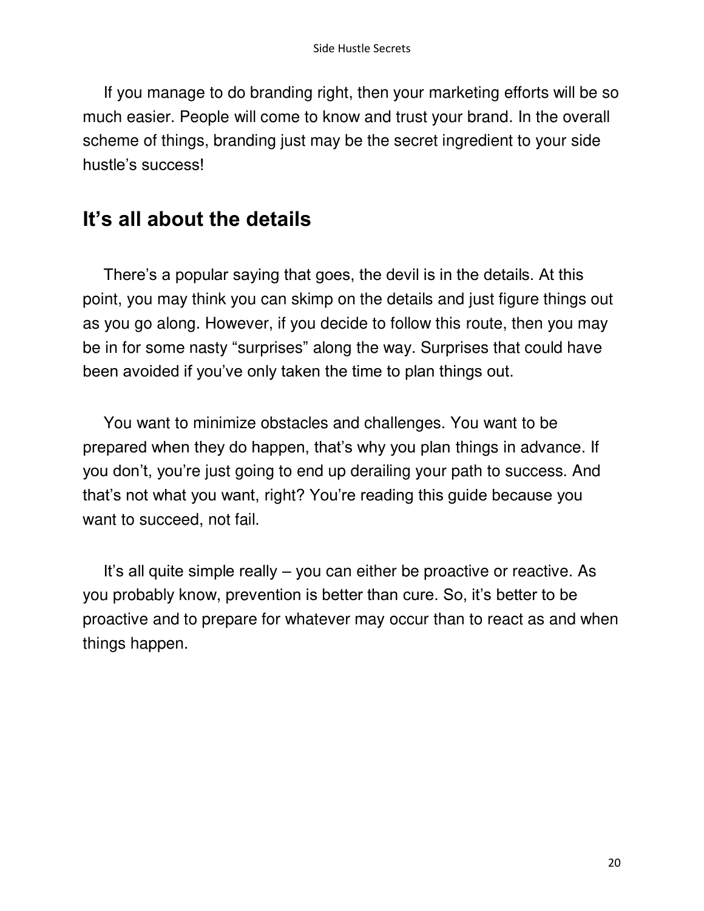If you manage to do branding right, then your marketing efforts will be so much easier. People will come to know and trust your brand. In the overall scheme of things, branding just may be the secret ingredient to your side hustle's success!

## It's all about the details

There's a popular saying that goes, the devil is in the details. At this point, you may think you can skimp on the details and just figure things out as you go along. However, if you decide to follow this route, then you may be in for some nasty "surprises" along the way. Surprises that could have been avoided if you've only taken the time to plan things out.

You want to minimize obstacles and challenges. You want to be prepared when they do happen, that's why you plan things in advance. If you don't, you're just going to end up derailing your path to success. And that's not what you want, right? You're reading this guide because you want to succeed, not fail.

It's all quite simple really – you can either be proactive or reactive. As you probably know, prevention is better than cure. So, it's better to be proactive and to prepare for whatever may occur than to react as and when things happen.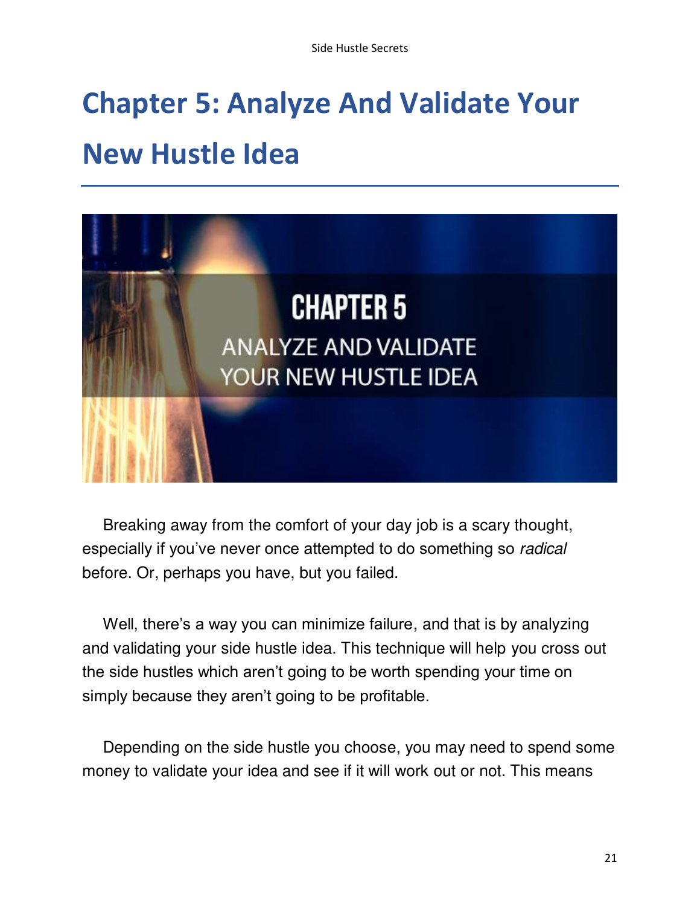# Chapter 5: Analyze And Validate Your New Hustle Idea

Breaking away from the comfort of your day job is a scary thought, especially if you've never once attempted to do something so *radical* before. Or, perhaps you have, but you failed.

Well, there's a way you can minimize failure, and that is by analyzing and validating your side hustle idea. This technique will help you cross out the side hustles which aren't going to be worth spending your time on simply because they aren't going to be profitable.

Depending on the side hustle you choose, you may need to spend some money to validate your idea and see if it will work out or not. This means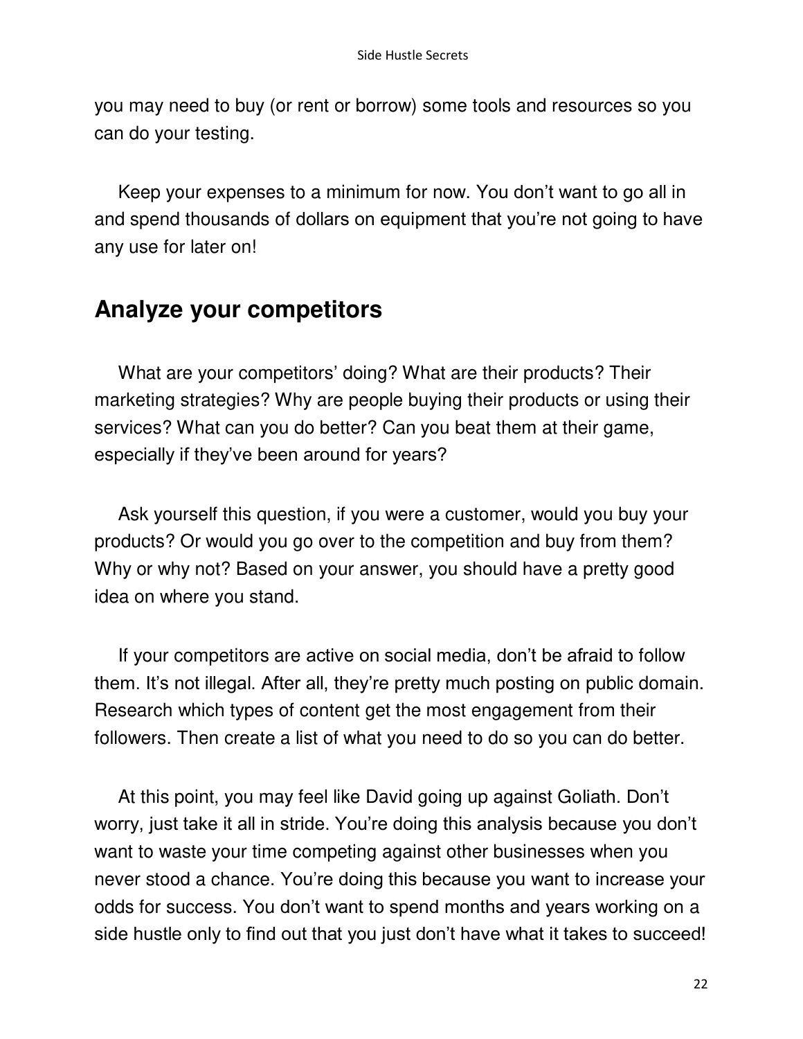you may need to buy (or rent or borrow) some tools and resources so you can do your testing.

Keep your expenses to a minimum for now. You don't want to go all in and spend thousands of dollars on equipment that you're not going to have any use for later on!

## Analyze your competitors

What are your competitors' doing? What are their products? Their marketing strategies? Why are people buying their products or using their services? What can you do better? Can you beat them at their game, especially if they've been around for years?

Ask yourself this question, if you were a customer, would you buy your products? Or would you go over to the competition and buy from them? Why or why not? Based on your answer, you should have a pretty good idea on where you stand.

If your competitors are active on social media, don't be afraid to follow them. It's not illegal. After all, they're pretty much posting on public domain. Research which types of content get the most engagement from their followers. Then create a list of what you need to do so you can do better.

At this point, you may feel like David going up against Goliath. Don't worry, just take it all in stride. You're doing this analysis because you don't want to waste your time competing against other businesses when you never stood a chance. You're doing this because you want to increase your odds for success. You don't want to spend months and years working on a side hustle only to find out that you just don't have what it takes to succeed!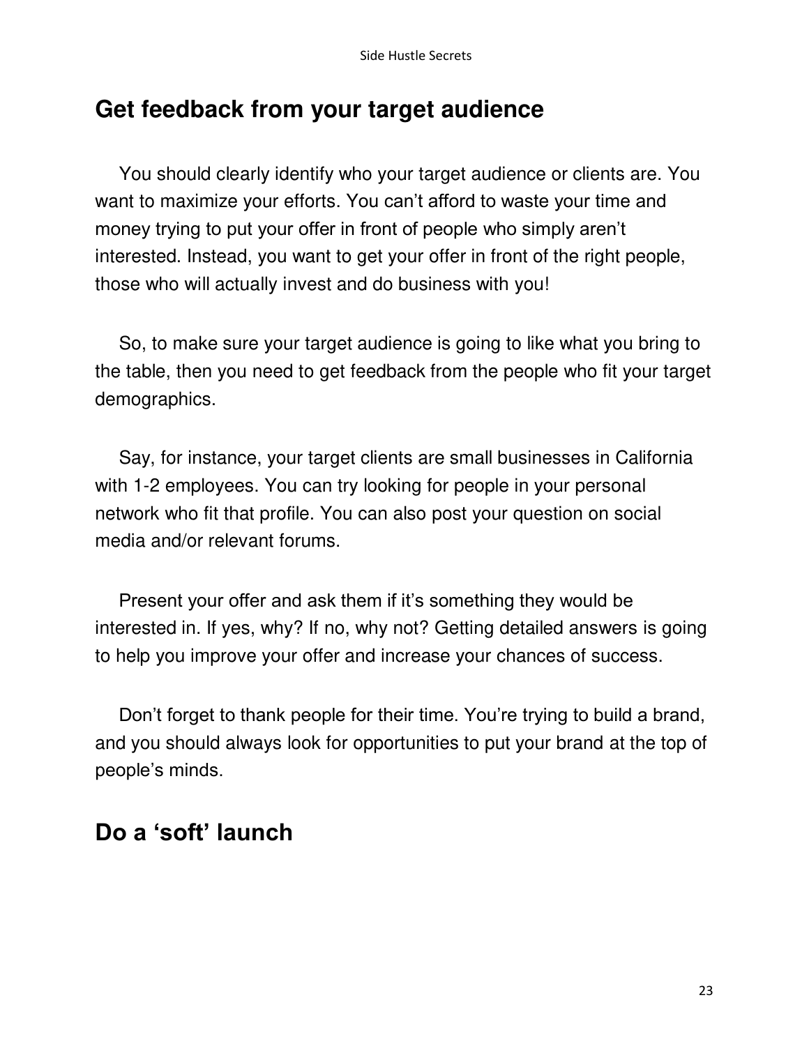## Get feedback from your target audience

You should clearly identify who your target audience or clients are. You want to maximize your efforts. You can't afford to waste your time and money trying to put your offer in front of people who simply aren't interested. Instead, you want to get your offer in front of the right people, those who will actually invest and do business with you!

So, to make sure your target audience is going to like what you bring to the table, then you need to get feedback from the people who fit your target demographics.

Say, for instance, your target clients are small businesses in California with 1-2 employees. You can try looking for people in your personal network who fit that profile. You can also post your question on social media and/or relevant forums.

Present your offer and ask them if it's something they would be interested in. If yes, why? If no, why not? Getting detailed answers is going to help you improve your offer and increase your chances of success.

Don't forget to thank people for their time. You're trying to build a brand, and you should always look for opportunities to put your brand at the top of people's minds.

## Do a 'soft' launch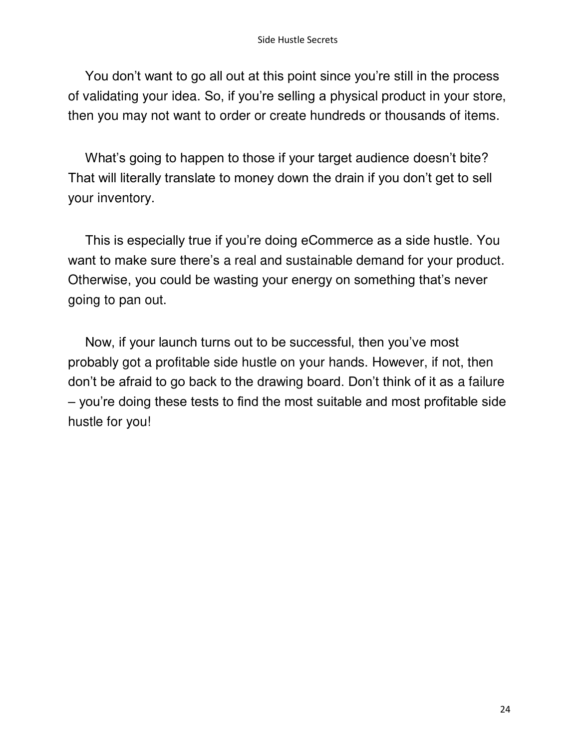You don't want to go all out at this point since you're still in the process of validating your idea. So, if you're selling a physical product in your store, then you may not want to order or create hundreds or thousands of items.

What's going to happen to those if your target audience doesn't bite? That will literally translate to money down the drain if you don't get to sell your inventory.

This is especially true if you're doing eCommerce as a side hustle. You want to make sure there's a real and sustainable demand for your product. Otherwise, you could be wasting your energy on something that's never going to pan out.

Now, if your launch turns out to be successful, then you've most probably got a profitable side hustle on your hands. However, if not, then don't be afraid to go back to the drawing board. Don't think of it as a failure – you're doing these tests to find the most suitable and most profitable side hustle for you!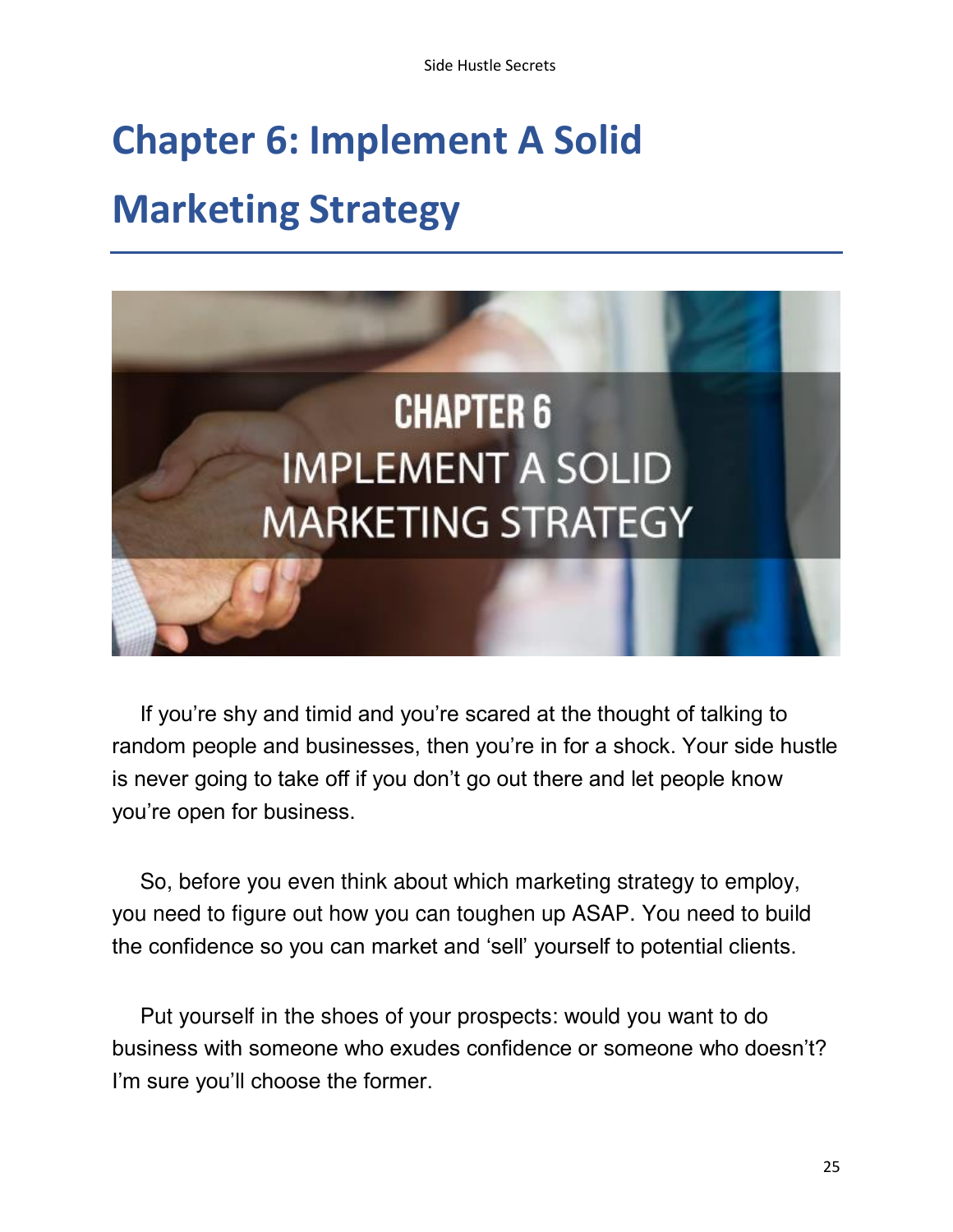# Chapter 6: Implement A Solid Marketing Strategy

If you're shy and timid and you're scared at the thought of talking to random people and businesses, then you're in for a shock. Your side hustle is never going to take off if you don't go out there and let people know you're open for business.

So, before you even think about which marketing strategy to employ, you need to figure out how you can toughen up ASAP. You need to build the confidence so you can market and 'sell' yourself to potential clients.

Put yourself in the shoes of your prospects: would you want to do business with someone who exudes confidence or someone who doesn't? I'm sure you'll choose the former.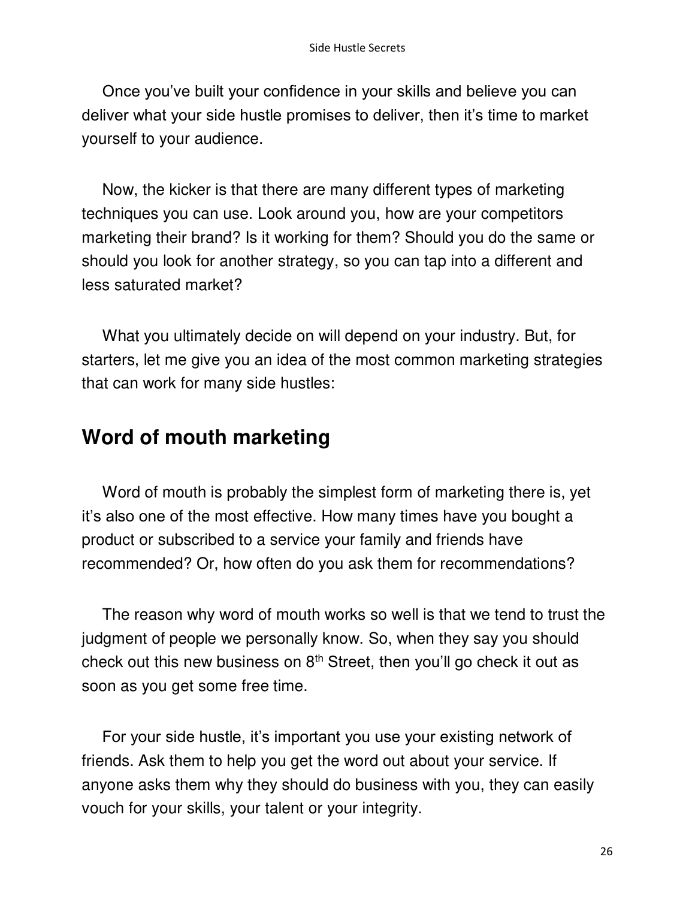Once you've built your confidence in your skills and believe you can deliver what your side hustle promises to deliver, then it's time to market yourself to your audience.

Now, the kicker is that there are many different types of marketing techniques you can use. Look around you, how are your competitors marketing their brand? Is it working for them? Should you do the same or should you look for another strategy, so you can tap into a different and less saturated market?

What you ultimately decide on will depend on your industry. But, for starters, let me give you an idea of the most common marketing strategies that can work for many side hustles:

## Word of mouth marketing

Word of mouth is probably the simplest form of marketing there is, yet it's also one of the most effective. How many times have you bought a product or subscribed to a service your family and friends have recommended? Or, how often do you ask them for recommendations?

The reason why word of mouth works so well is that we tend to trust the judgment of people we personally know. So, when they say you should check out this new business on 8th Street, then you'll go check it out as soon as you get some free time.

For your side hustle, it's important you use your existing network of friends. Ask them to help you get the word out about your service. If anyone asks them why they should do business with you, they can easily vouch for your skills, your talent or your integrity.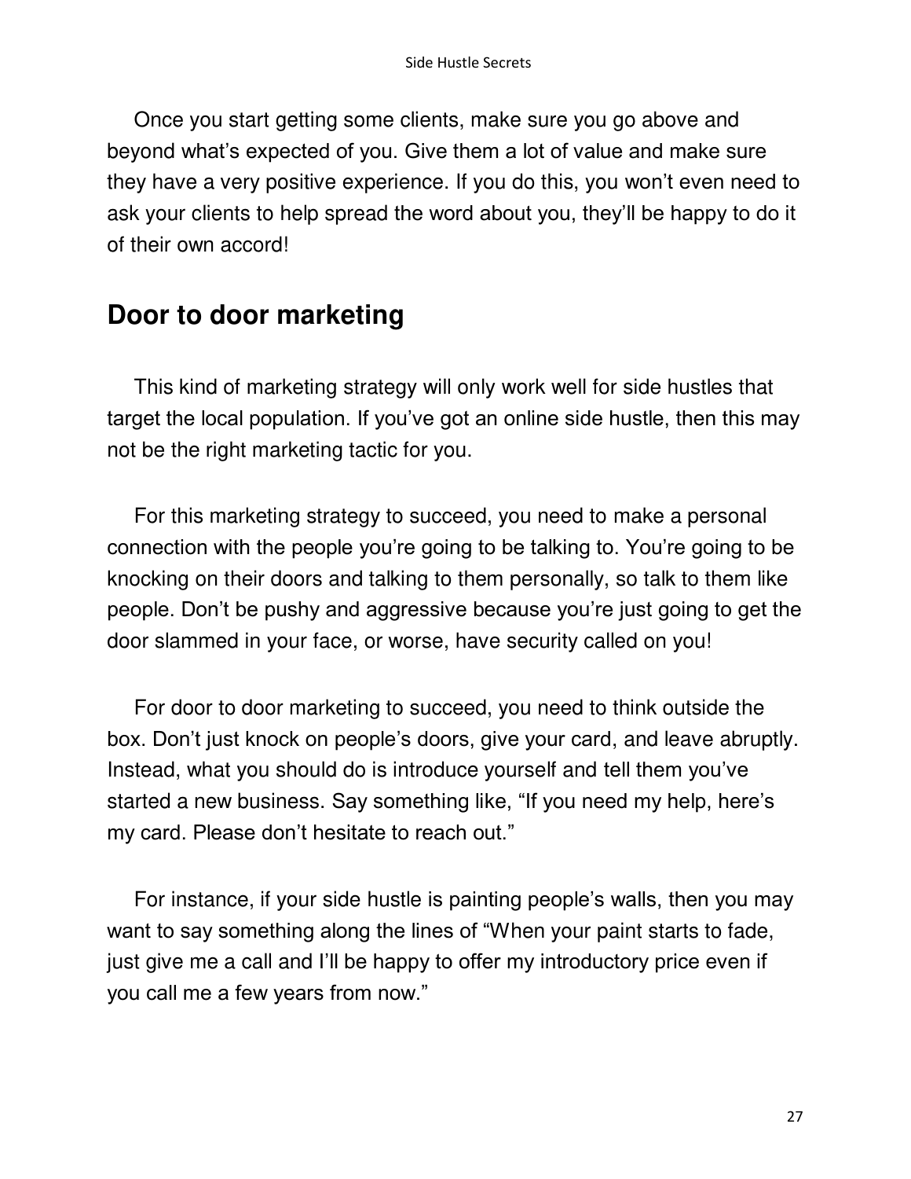Once you start getting some clients, make sure you go above and beyond what's expected of you. Give them a lot of value and make sure they have a very positive experience. If you do this, you won't even need to ask your clients to help spread the word about you, they'll be happy to do it of their own accord!

## Door to door marketing

This kind of marketing strategy will only work well for side hustles that target the local population. If you've got an online side hustle, then this may not be the right marketing tactic for you.

For this marketing strategy to succeed, you need to make a personal connection with the people you're going to be talking to. You're going to be knocking on their doors and talking to them personally, so talk to them like people. Don't be pushy and aggressive because you're just going to get the door slammed in your face, or worse, have security called on you!

For door to door marketing to succeed, you need to think outside the box. Don't just knock on people's doors, give your card, and leave abruptly. Instead, what you should do is introduce yourself and tell them you've started a new business. Say something like, "If you need my help, here's my card. Please don't hesitate to reach out."

For instance, if your side hustle is painting people's walls, then you may want to say something along the lines of "When your paint starts to fade, just give me a call and I'll be happy to offer my introductory price even if you call me a few years from now."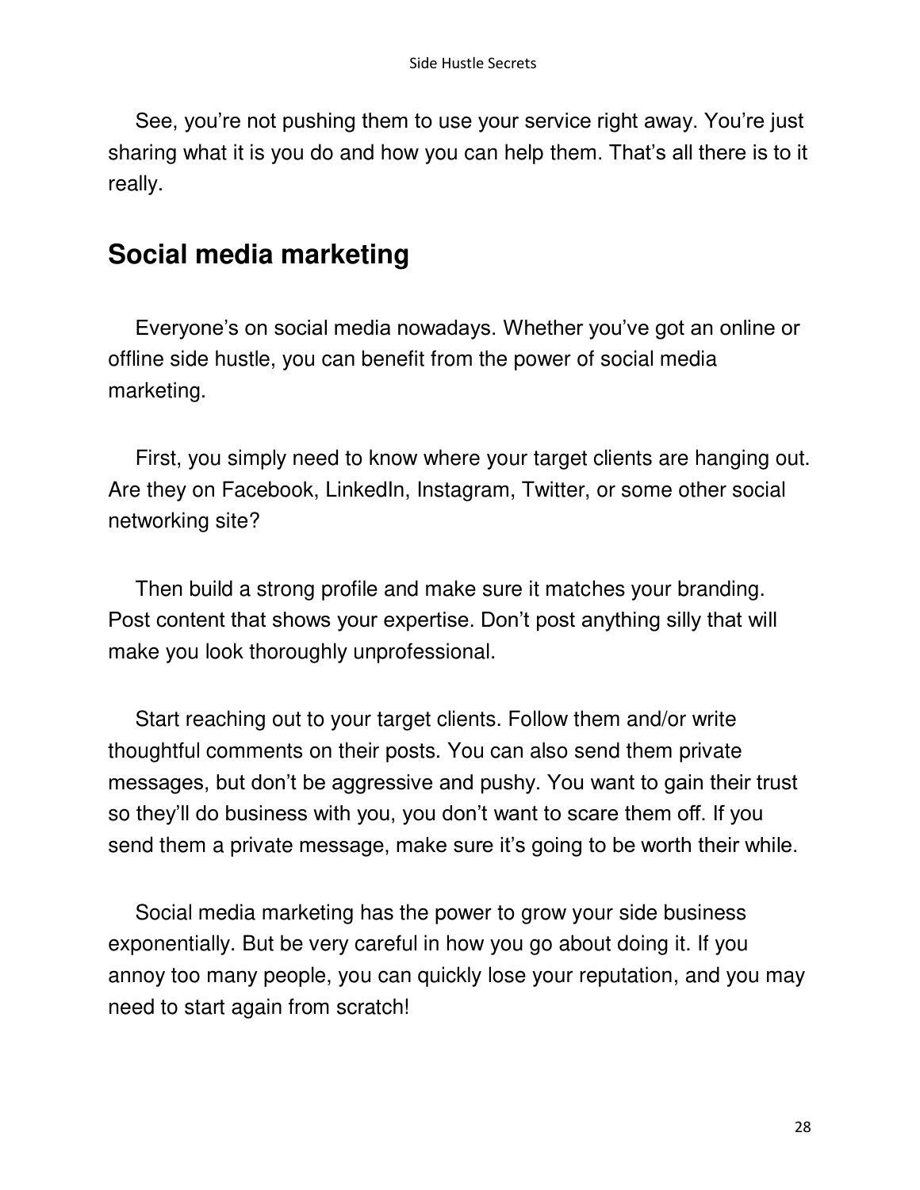See, you're not pushing them to use your service right away. You're just sharing what it is you do and how you can help them. That's all there is to it really.

## Social media marketing

Everyone's on social media nowadays. Whether you've got an online or offline side hustle, you can benefit from the power of social media marketing.

First, you simply need to know where your target clients are hanging out. Are they on Facebook, LinkedIn, Instagram, Twitter, or some other social networking site?

Then build a strong profile and make sure it matches your branding. Post content that shows your expertise. Don't post anything silly that will make you look thoroughly unprofessional.

Start reaching out to your target clients. Follow them and/or write thoughtful comments on their posts. You can also send them private messages, but don't be aggressive and pushy. You want to gain their trust so they'll do business with you, you don't want to scare them off. If you send them a private message, make sure it's going to be worth their while.

Social media marketing has the power to grow your side business exponentially. But be very careful in how you go about doing it. If you annoy too many people, you can quickly lose your reputation, and you may need to start again from scratch!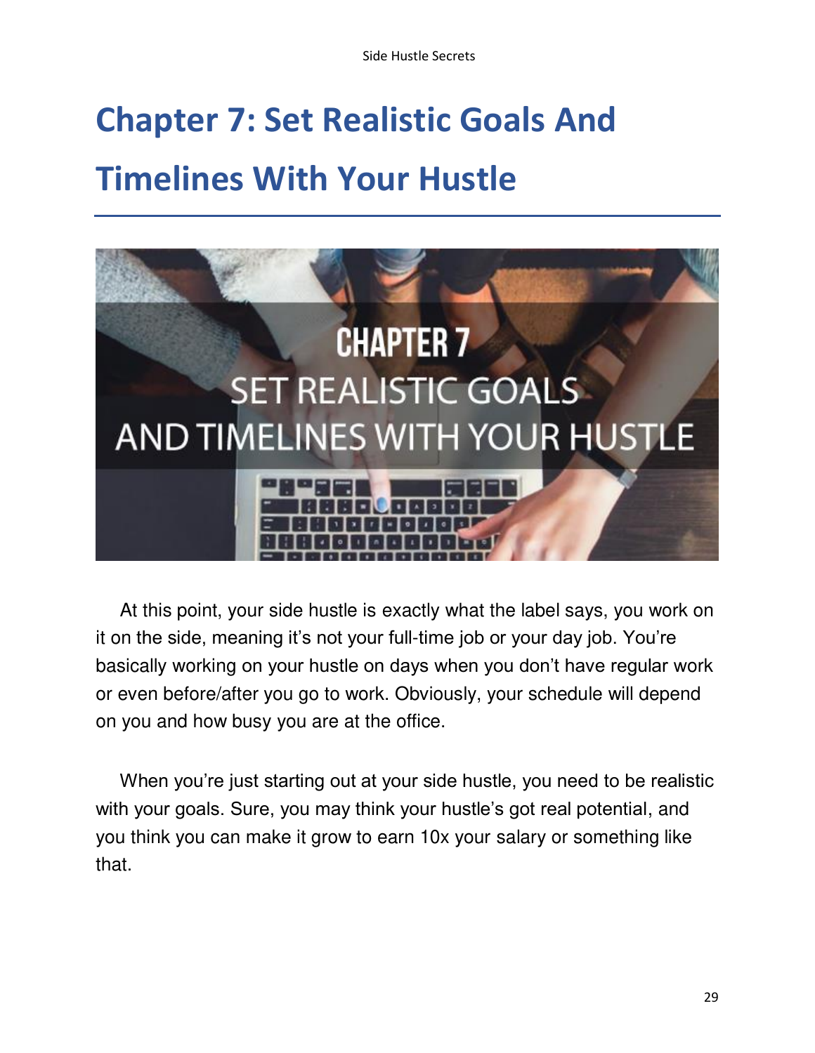# Chapter 7: Set Realistic Goals And Timelines With Your Hustle

At this point, your side hustle is exactly what the label says, you work on it on the side, meaning it's not your full-time job or your day job. You're basically working on your hustle on days when you don't have regular work or even before/after you go to work. Obviously, your schedule will depend on you and how busy you are at the office.

When you're just starting out at your side hustle, you need to be realistic with your goals. Sure, you may think your hustle's got real potential, and you think you can make it grow to earn 10x your salary or something like that.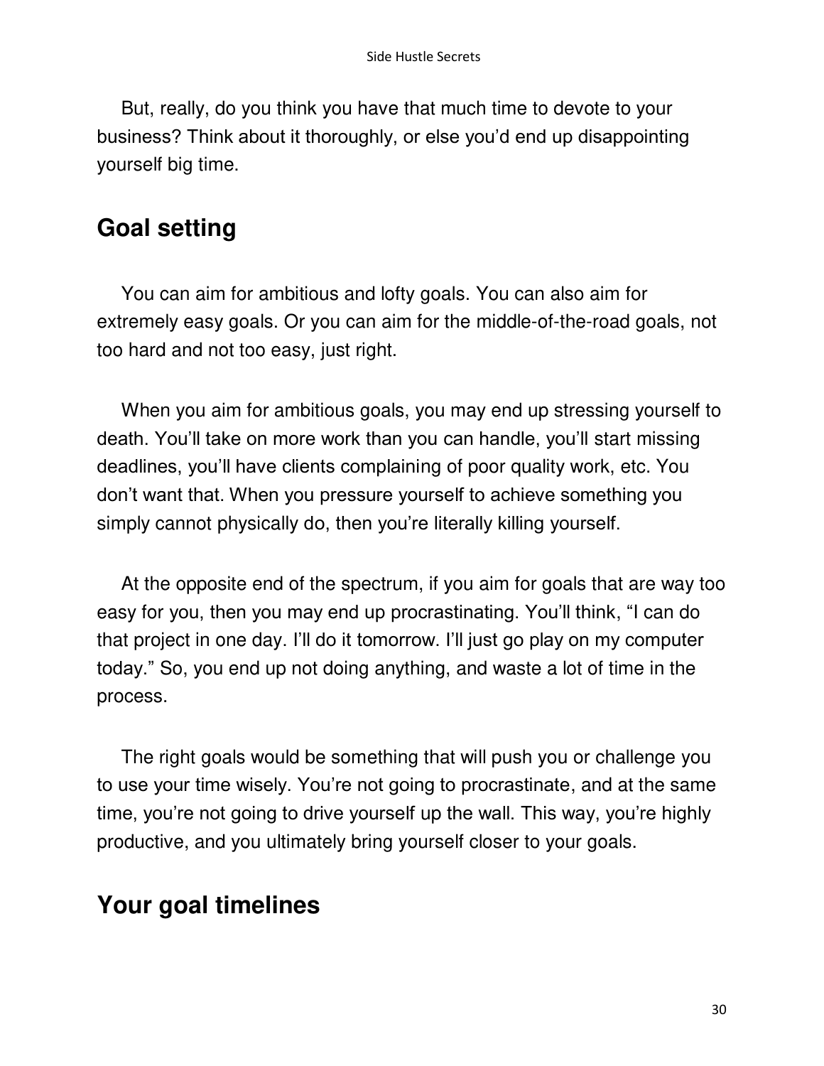But, really, do you think you have that much time to devote to your business? Think about it thoroughly, or else you'd end up disappointing yourself big time.

## Goal setting

You can aim for ambitious and lofty goals. You can also aim for extremely easy goals. Or you can aim for the middle-of-the-road goals, not too hard and not too easy, just right.

When you aim for ambitious goals, you may end up stressing yourself to death. You'll take on more work than you can handle, you'll start missing deadlines, you'll have clients complaining of poor quality work, etc. You don't want that. When you pressure yourself to achieve something you simply cannot physically do, then you're literally killing yourself.

At the opposite end of the spectrum, if you aim for goals that are way too easy for you, then you may end up procrastinating. You'll think, "I can do that project in one day. I'll do it tomorrow. I'll just go play on my computer today." So, you end up not doing anything, and waste a lot of time in the process.

The right goals would be something that will push you or challenge you to use your time wisely. You're not going to procrastinate, and at the same time, you're not going to drive yourself up the wall. This way, you're highly productive, and you ultimately bring yourself closer to your goals.

## Your goal timelines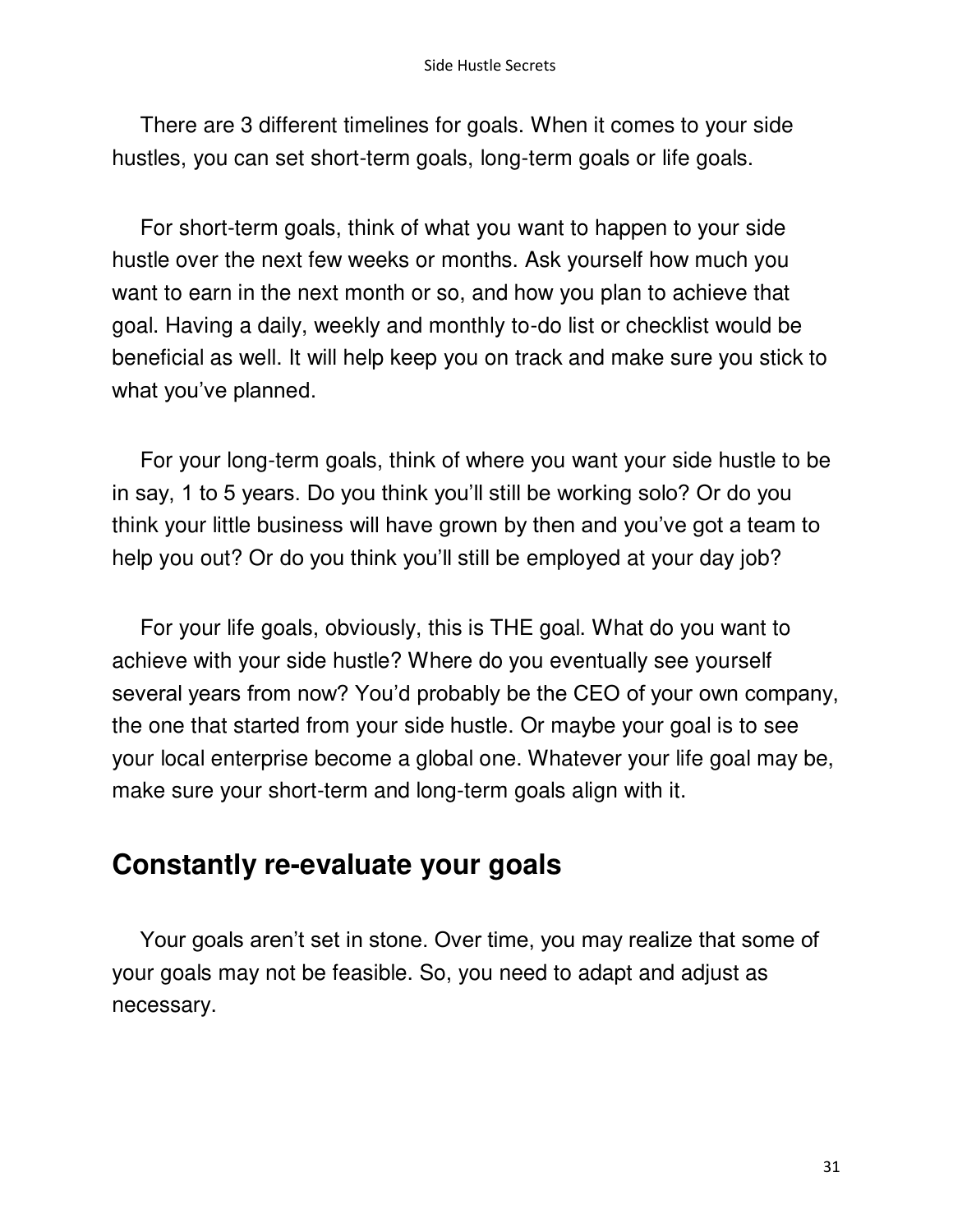There are 3 different timelines for goals. When it comes to your side hustles, you can set short-term goals, long-term goals or life goals.

For short-term goals, think of what you want to happen to your side hustle over the next few weeks or months. Ask yourself how much you want to earn in the next month or so, and how you plan to achieve that goal. Having a daily, weekly and monthly to-do list or checklist would be beneficial as well. It will help keep you on track and make sure you stick to what you've planned.

For your long-term goals, think of where you want your side hustle to be in say, 1 to 5 years. Do you think you'll still be working solo? Or do you think your little business will have grown by then and you've got a team to help you out? Or do you think you'll still be employed at your day job?

For your life goals, obviously, this is THE goal. What do you want to achieve with your side hustle? Where do you eventually see yourself several years from now? You'd probably be the CEO of your own company, the one that started from your side hustle. Or maybe your goal is to see your local enterprise become a global one. Whatever your life goal may be, make sure your short-term and long-term goals align with it.

## Constantly re-evaluate your goals

Your goals aren't set in stone. Over time, you may realize that some of your goals may not be feasible. So, you need to adapt and adjust as necessary.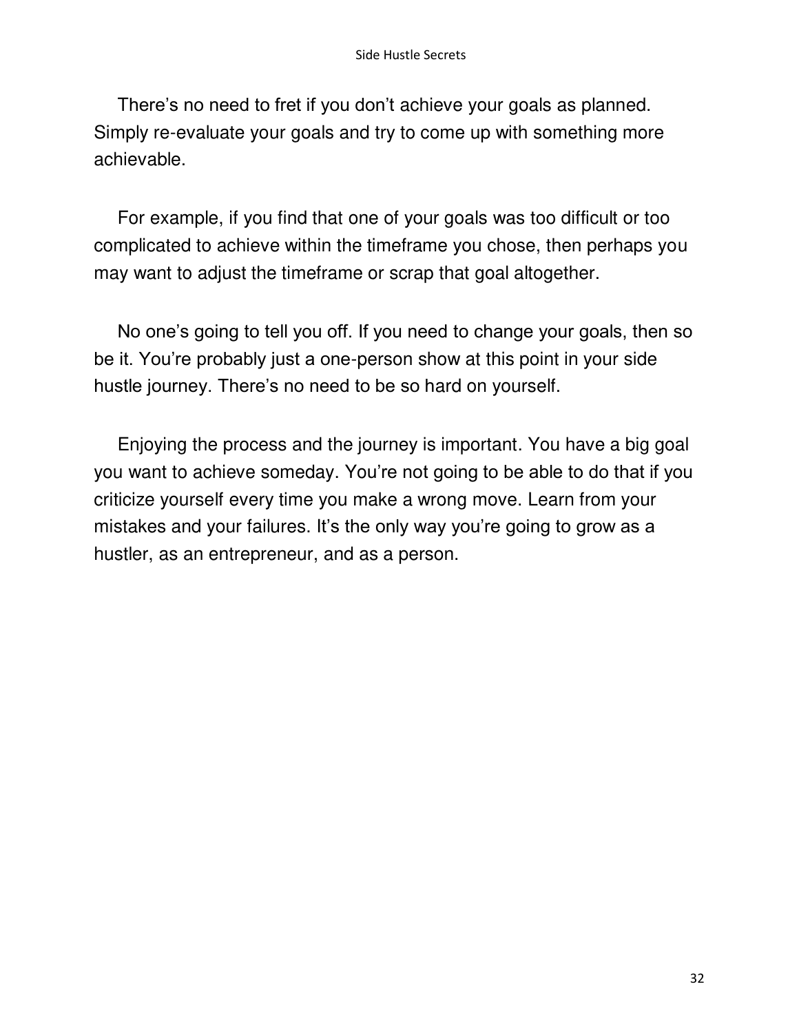There's no need to fret if you don't achieve your goals as planned. Simply re-evaluate your goals and try to come up with something more achievable.

For example, if you find that one of your goals was too difficult or too complicated to achieve within the timeframe you chose, then perhaps you may want to adjust the timeframe or scrap that goal altogether.

No one's going to tell you off. If you need to change your goals, then so be it. You're probably just a one-person show at this point in your side hustle journey. There's no need to be so hard on yourself.

Enjoying the process and the journey is important. You have a big goal you want to achieve someday. You're not going to be able to do that if you criticize yourself every time you make a wrong move. Learn from your mistakes and your failures. It's the only way you're going to grow as a hustler, as an entrepreneur, and as a person.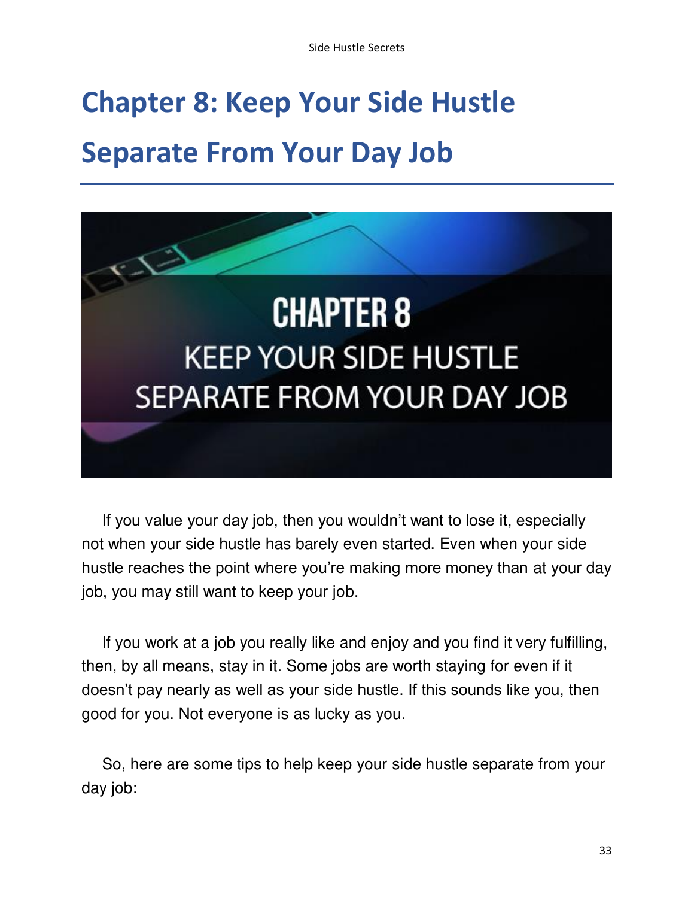# Chapter 8: Keep Your Side Hustle Separate From Your Day Job

If you value your day job, then you wouldn't want to lose it, especially not when your side hustle has barely even started. Even when your side hustle reaches the point where you're making more money than at your day job, you may still want to keep your job.

If you work at a job you really like and enjoy and you find it very fulfilling, then, by all means, stay in it. Some jobs are worth staying for even if it doesn't pay nearly as well as your side hustle. If this sounds like you, then good for you. Not everyone is as lucky as you.

So, here are some tips to help keep your side hustle separate from your day job: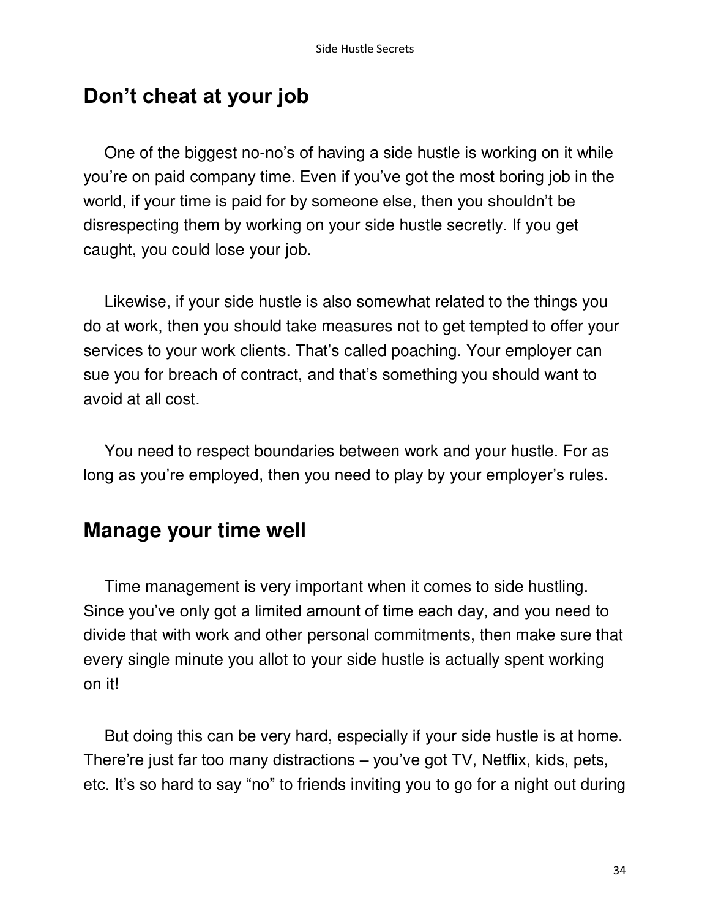## Don't cheat at your job

One of the biggest no-no's of having a side hustle is working on it while you're on paid company time. Even if you've got the most boring job in the world, if your time is paid for by someone else, then you shouldn't be disrespecting them by working on your side hustle secretly. If you get caught, you could lose your job.

Likewise, if your side hustle is also somewhat related to the things you do at work, then you should take measures not to get tempted to offer your services to your work clients. That's called poaching. Your employer can sue you for breach of contract, and that's something you should want to avoid at all cost.

You need to respect boundaries between work and your hustle. For as long as you're employed, then you need to play by your employer's rules.

## Manage your time well

Time management is very important when it comes to side hustling. Since you've only got a limited amount of time each day, and you need to divide that with work and other personal commitments, then make sure that every single minute you allot to your side hustle is actually spent working on it!

But doing this can be very hard, especially if your side hustle is at home. There're just far too many distractions – you've got TV, Netflix, kids, pets, etc. It's so hard to say "no" to friends inviting you to go for a night out during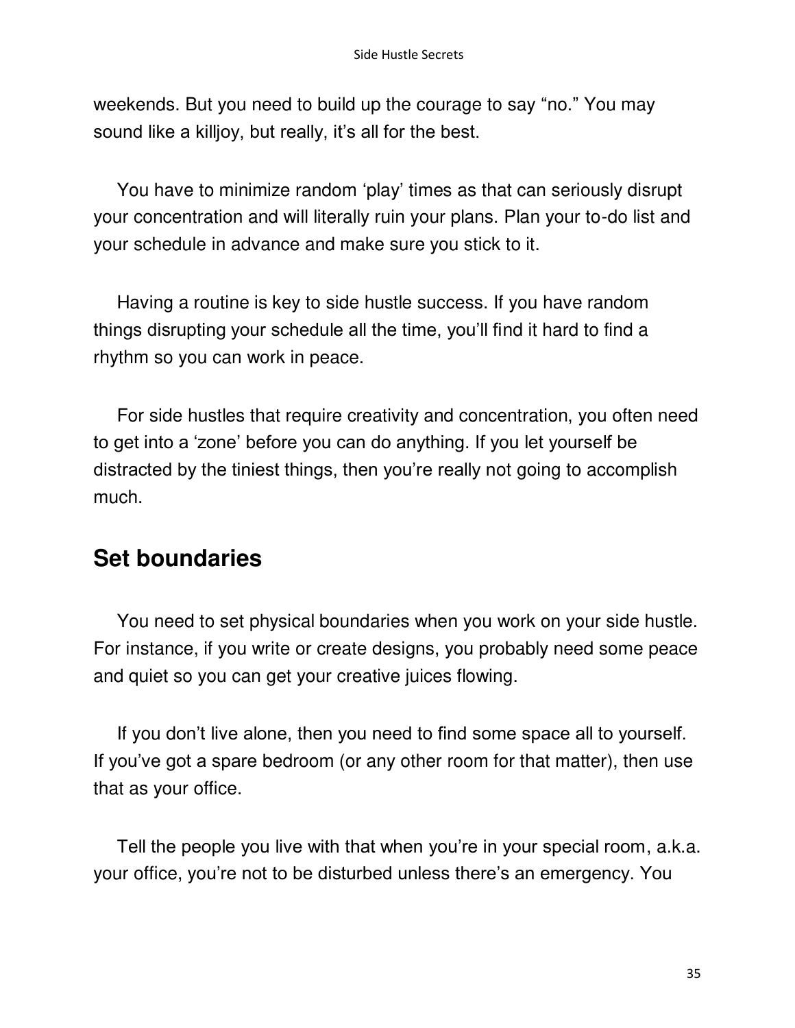weekends. But you need to build up the courage to say "no." You may sound like a killjoy, but really, it's all for the best.

You have to minimize random 'play' times as that can seriously disrupt your concentration and will literally ruin your plans. Plan your to-do list and your schedule in advance and make sure you stick to it.

Having a routine is key to side hustle success. If you have random things disrupting your schedule all the time, you'll find it hard to find a rhythm so you can work in peace.

For side hustles that require creativity and concentration, you often need to get into a 'zone' before you can do anything. If you let yourself be distracted by the tiniest things, then you're really not going to accomplish much.

## Set boundaries

You need to set physical boundaries when you work on your side hustle. For instance, if you write or create designs, you probably need some peace and quiet so you can get your creative juices flowing.

If you don't live alone, then you need to find some space all to yourself. If you've got a spare bedroom (or any other room for that matter), then use that as your office.

Tell the people you live with that when you're in your special room, a.k.a. your office, you're not to be disturbed unless there's an emergency. You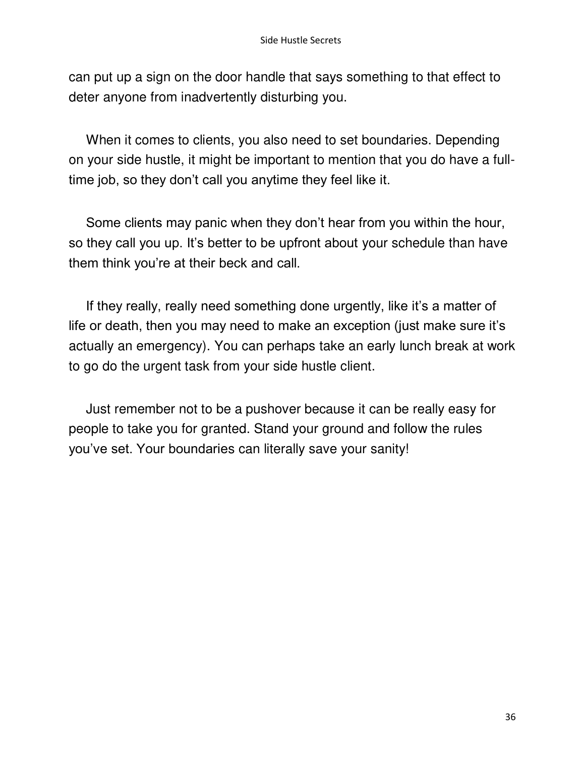can put up a sign on the door handle that says something to that effect to deter anyone from inadvertently disturbing you.

When it comes to clients, you also need to set boundaries. Depending on your side hustle, it might be important to mention that you do have a full-time job, so they don't call you anytime they feel like it.

Some clients may panic when they don't hear from you within the hour, so they call you up. It's better to be upfront about your schedule than have them think you're at their beck and call.

If they really, really need something done urgently, like it's a matter of life or death, then you may need to make an exception (just make sure it's actually an emergency). You can perhaps take an early lunch break at work to go do the urgent task from your side hustle client.

Just remember not to be a pushover because it can be really easy for people to take you for granted. Stand your ground and follow the rules you've set. Your boundaries can literally save your sanity!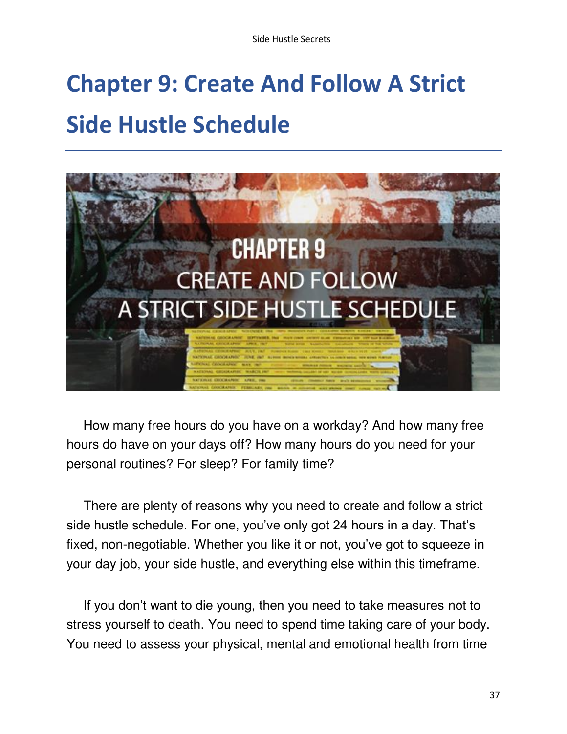# Chapter 9: Create And Follow A Strict Side Hustle Schedule

How many free hours do you have on a workday? And how many free hours do have on your days off? How many hours do you need for your personal routines? For sleep? For family time?

There are plenty of reasons why you need to create and follow a strict side hustle schedule. For one, you've only got 24 hours in a day. That's fixed, non-negotiable. Whether you like it or not, you've got to squeeze in your day job, your side hustle, and everything else within this timeframe.

If you don't want to die young, then you need to take measures not to stress yourself to death. You need to spend time taking care of your body. You need to assess your physical, mental and emotional health from time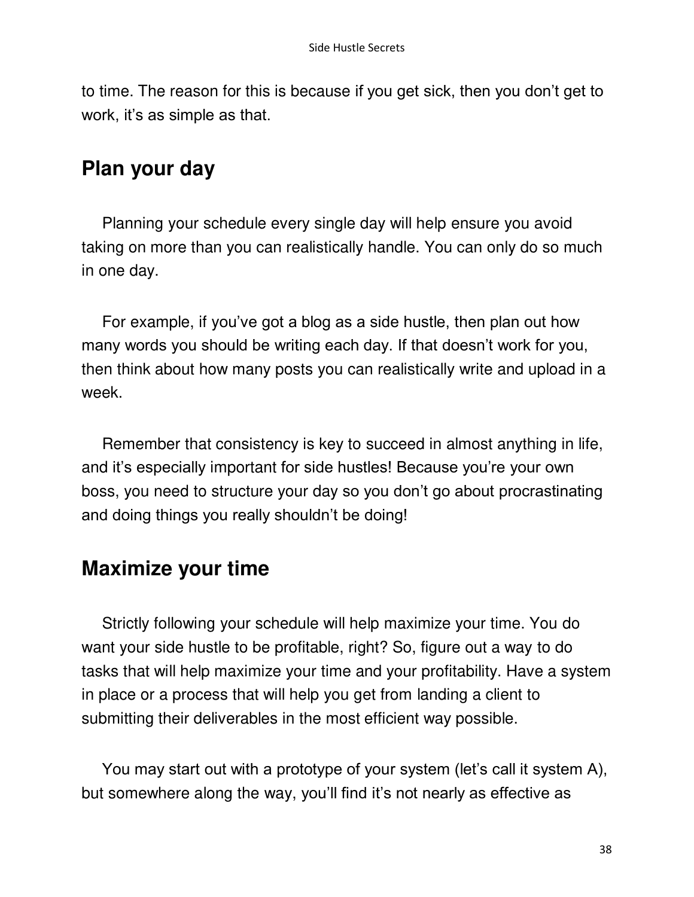to time. The reason for this is because if you get sick, then you don't get to work, it's as simple as that.

## Plan your day

Planning your schedule every single day will help ensure you avoid taking on more than you can realistically handle. You can only do so much in one day.

For example, if you've got a blog as a side hustle, then plan out how many words you should be writing each day. If that doesn't work for you, then think about how many posts you can realistically write and upload in a week.

Remember that consistency is key to succeed in almost anything in life, and it's especially important for side hustles! Because you're your own boss, you need to structure your day so you don't go about procrastinating and doing things you really shouldn't be doing!

## Maximize your time

Strictly following your schedule will help maximize your time. You do want your side hustle to be profitable, right? So, figure out a way to do tasks that will help maximize your time and your profitability. Have a system in place or a process that will help you get from landing a client to submitting their deliverables in the most efficient way possible.

You may start out with a prototype of your system (let's call it system A), but somewhere along the way, you'll find it's not nearly as effective as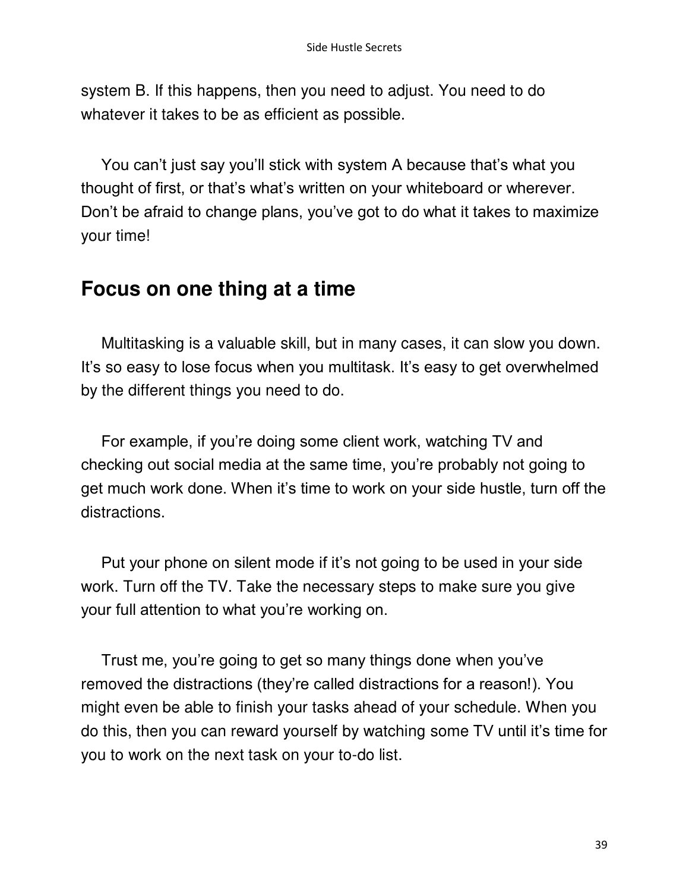system B. If this happens, then you need to adjust. You need to do whatever it takes to be as efficient as possible.

You can't just say you'll stick with system A because that's what you thought of first, or that's what's written on your whiteboard or wherever. Don't be afraid to change plans, you've got to do what it takes to maximize your time!

## Focus on one thing at a time

Multitasking is a valuable skill, but in many cases, it can slow you down. It's so easy to lose focus when you multitask. It's easy to get overwhelmed by the different things you need to do.

For example, if you're doing some client work, watching TV and checking out social media at the same time, you're probably not going to get much work done. When it's time to work on your side hustle, turn off the distractions.

Put your phone on silent mode if it's not going to be used in your side work. Turn off the TV. Take the necessary steps to make sure you give your full attention to what you're working on.

Trust me, you're going to get so many things done when you've removed the distractions (they're called distractions for a reason!). You might even be able to finish your tasks ahead of your schedule. When you do this, then you can reward yourself by watching some TV until it's time for you to work on the next task on your to-do list.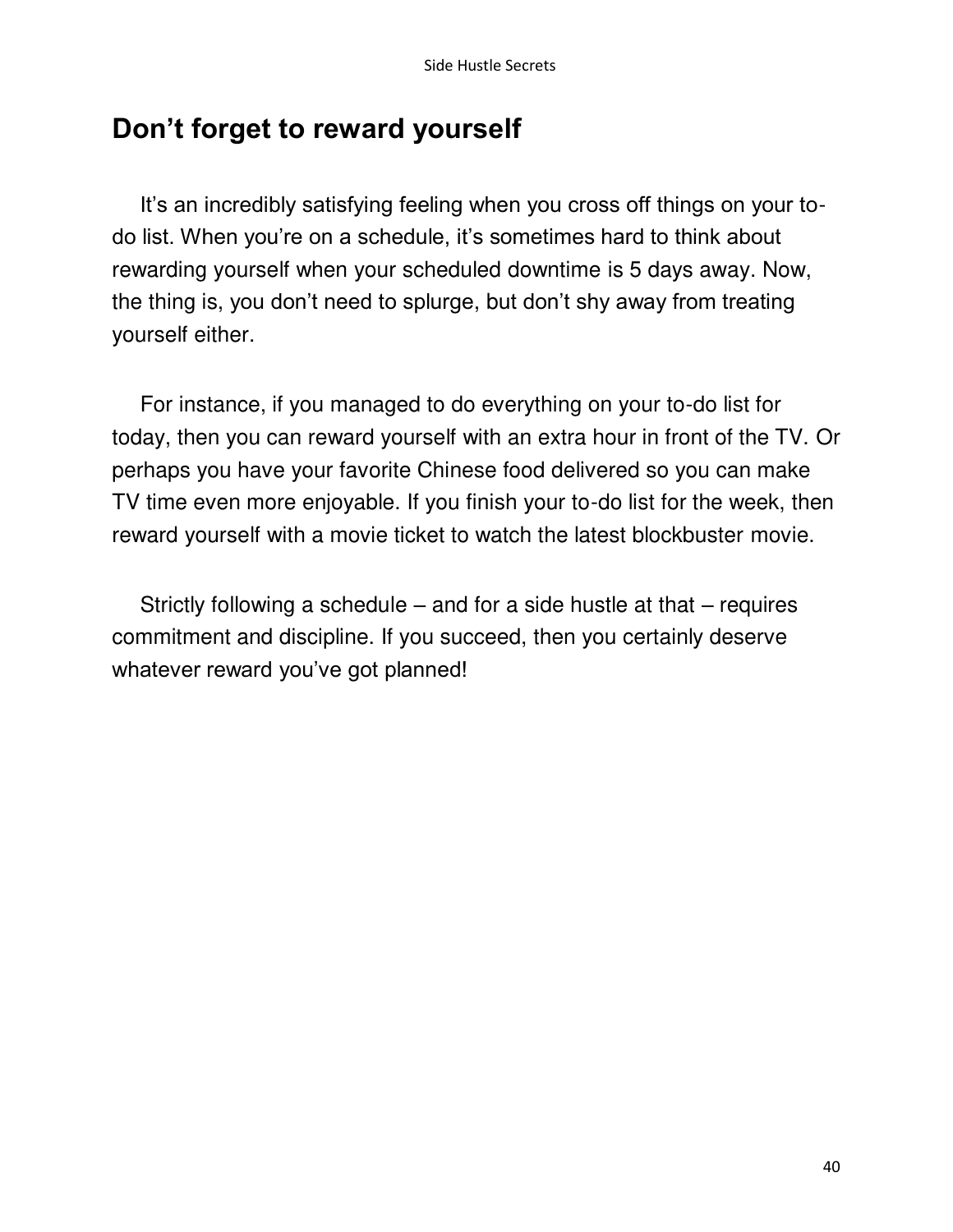## Don’t forget to reward yourself

It’s an incredibly satisfying feeling when you cross off things on your to-do list. When you’re on a schedule, it’s sometimes hard to think about rewarding yourself when your scheduled downtime is 5 days away. Now, the thing is, you don’t need to splurge, but don’t shy away from treating yourself either.

For instance, if you managed to do everything on your to-do list for today, then you can reward yourself with an extra hour in front of the TV. Or perhaps you have your favorite Chinese food delivered so you can make TV time even more enjoyable. If you finish your to-do list for the week, then reward yourself with a movie ticket to watch the latest blockbuster movie.

Strictly following a schedule – and for a side hustle at that – requires commitment and discipline. If you succeed, then you certainly deserve whatever reward you’ve got planned!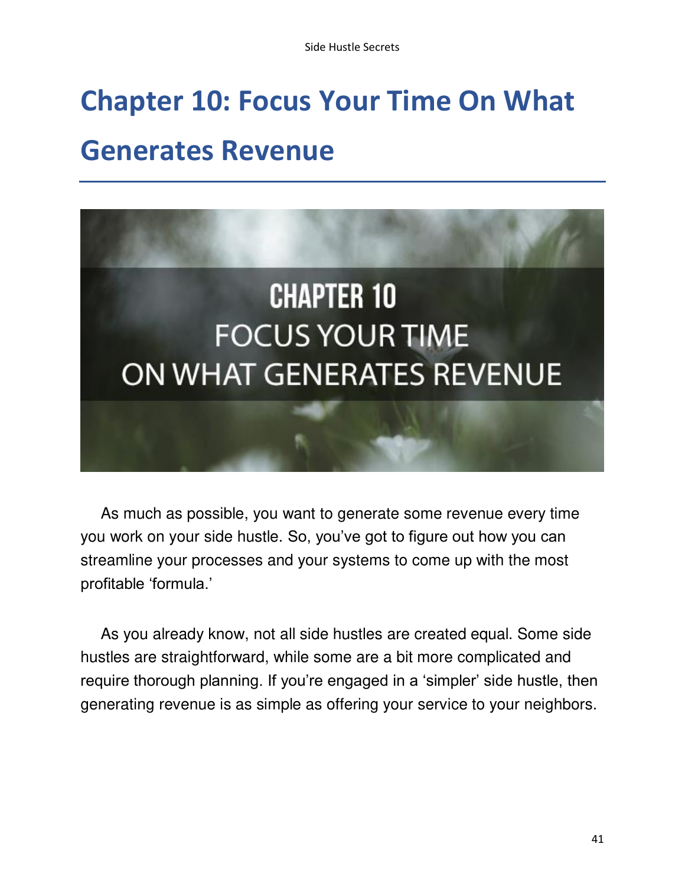# Chapter 10: Focus Your Time On What Generates Revenue

As much as possible, you want to generate some revenue every time you work on your side hustle. So, you've got to figure out how you can streamline your processes and your systems to come up with the most profitable 'formula.'

As you already know, not all side hustles are created equal. Some side hustles are straightforward, while some are a bit more complicated and require thorough planning. If you're engaged in a 'simpler' side hustle, then generating revenue is as simple as offering your service to your neighbors.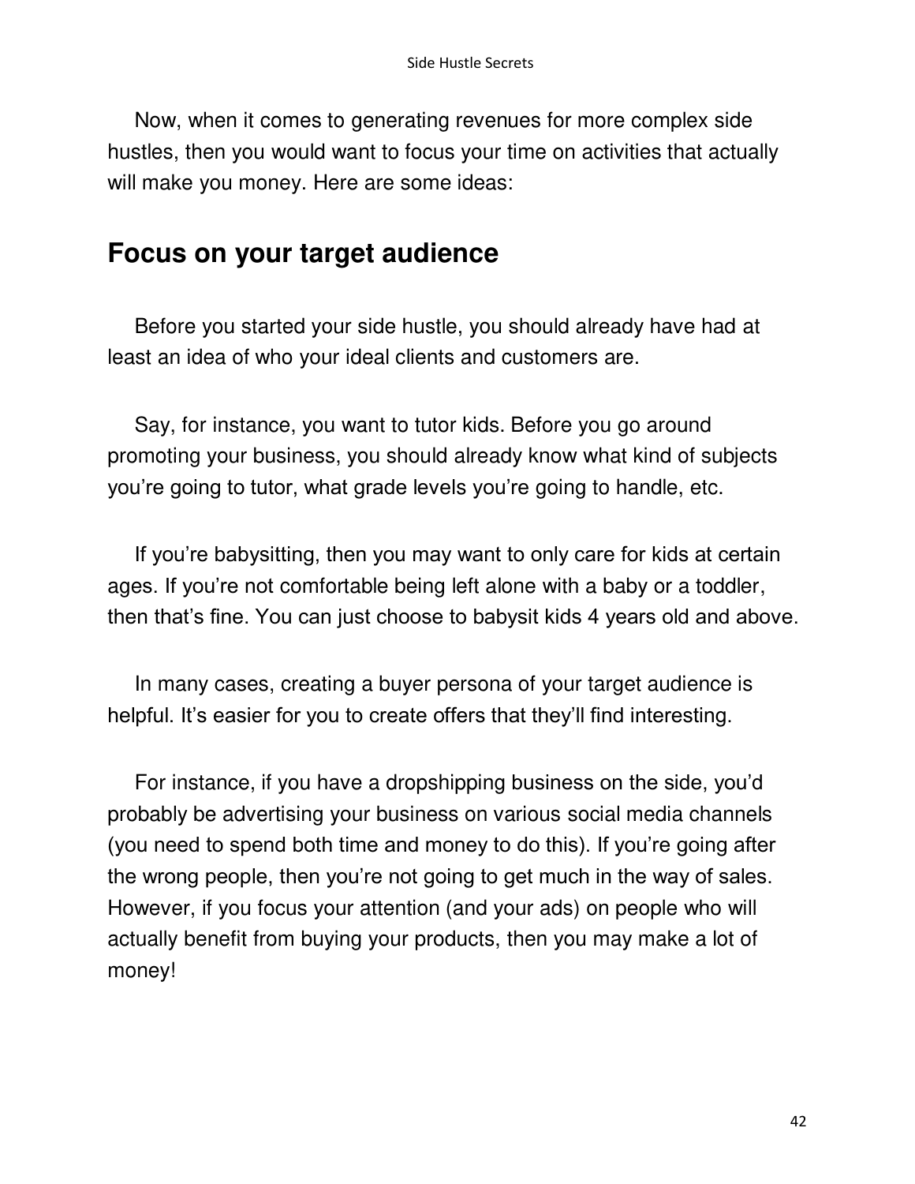Now, when it comes to generating revenues for more complex side hustles, then you would want to focus your time on activities that actually will make you money. Here are some ideas:

## Focus on your target audience

Before you started your side hustle, you should already have had at least an idea of who your ideal clients and customers are.

Say, for instance, you want to tutor kids. Before you go around promoting your business, you should already know what kind of subjects you're going to tutor, what grade levels you're going to handle, etc.

If you're babysitting, then you may want to only care for kids at certain ages. If you're not comfortable being left alone with a baby or a toddler, then that's fine. You can just choose to babysit kids 4 years old and above.

In many cases, creating a buyer persona of your target audience is helpful. It's easier for you to create offers that they'll find interesting.

For instance, if you have a dropshipping business on the side, you'd probably be advertising your business on various social media channels (you need to spend both time and money to do this). If you're going after the wrong people, then you're not going to get much in the way of sales. However, if you focus your attention (and your ads) on people who will actually benefit from buying your products, then you may make a lot of money!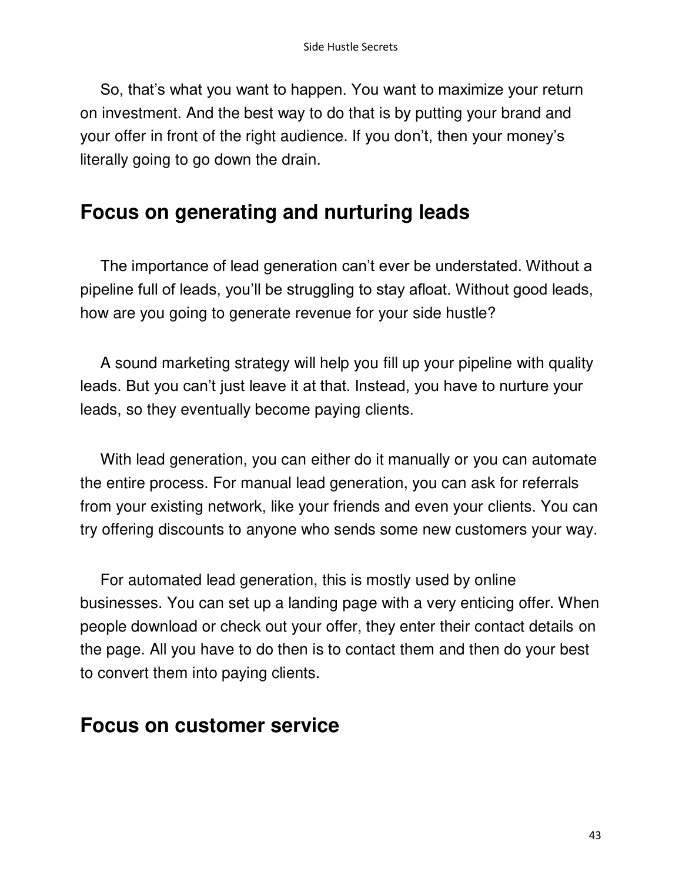So, that's what you want to happen. You want to maximize your return on investment. And the best way to do that is by putting your brand and your offer in front of the right audience. If you don't, then your money's literally going to go down the drain.

## Focus on generating and nurturing leads

The importance of lead generation can't ever be understated. Without a pipeline full of leads, you'll be struggling to stay afloat. Without good leads, how are you going to generate revenue for your side hustle?

A sound marketing strategy will help you fill up your pipeline with quality leads. But you can't just leave it at that. Instead, you have to nurture your leads, so they eventually become paying clients.

With lead generation, you can either do it manually or you can automate the entire process. For manual lead generation, you can ask for referrals from your existing network, like your friends and even your clients. You can try offering discounts to anyone who sends some new customers your way.

For automated lead generation, this is mostly used by online businesses. You can set up a landing page with a very enticing offer. When people download or check out your offer, they enter their contact details on the page. All you have to do then is to contact them and then do your best to convert them into paying clients.

## Focus on customer service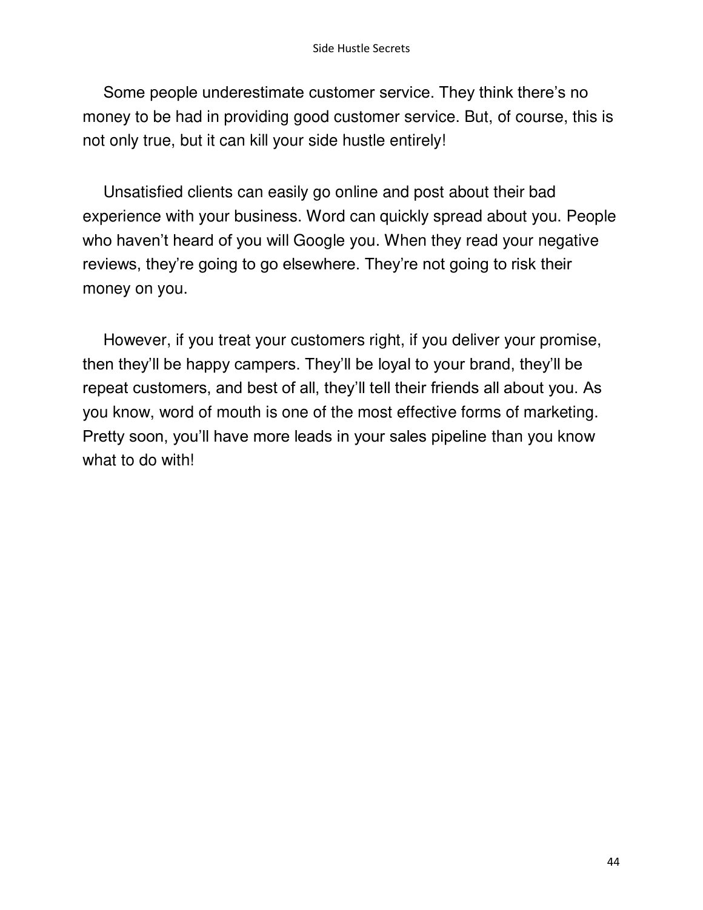Some people underestimate customer service. They think there's no money to be had in providing good customer service. But, of course, this is not only true, but it can kill your side hustle entirely!

Unsatisfied clients can easily go online and post about their bad experience with your business. Word can quickly spread about you. People who haven't heard of you will Google you. When they read your negative reviews, they're going to go elsewhere. They're not going to risk their money on you.

However, if you treat your customers right, if you deliver your promise, then they'll be happy campers. They'll be loyal to your brand, they'll be repeat customers, and best of all, they'll tell their friends all about you. As you know, word of mouth is one of the most effective forms of marketing. Pretty soon, you'll have more leads in your sales pipeline than you know what to do with!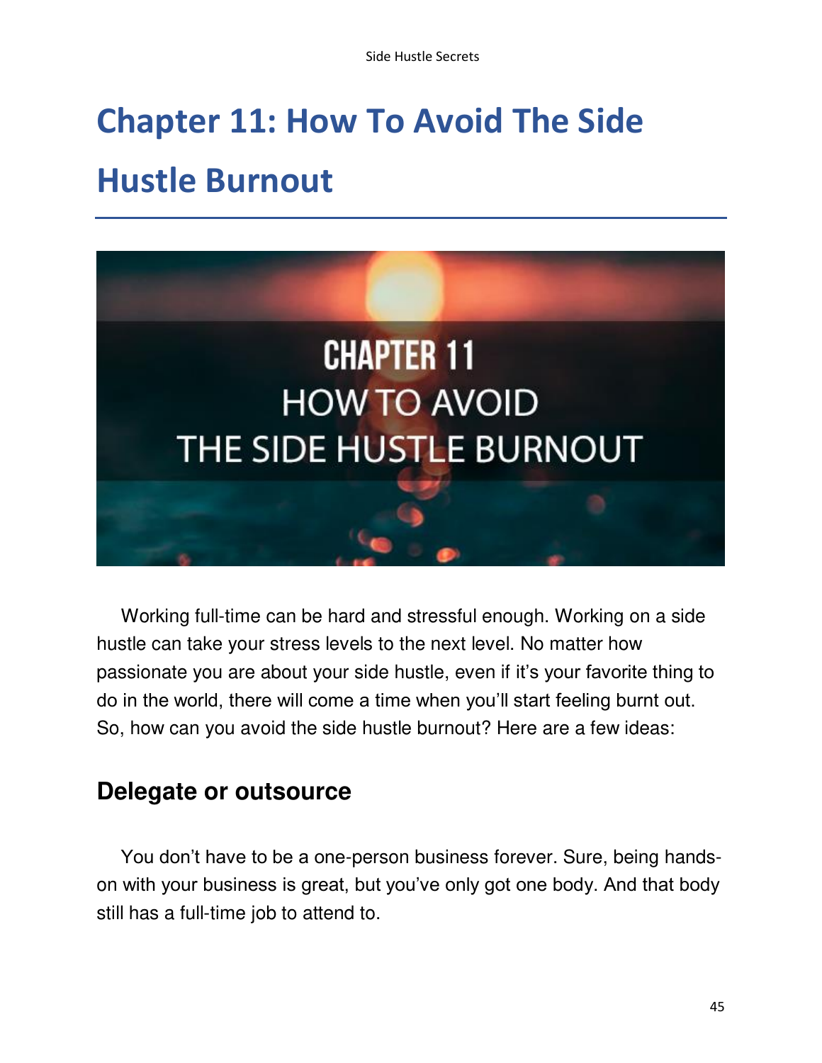# Chapter 11: How To Avoid The Side Hustle Burnout

Working full-time can be hard and stressful enough. Working on a side hustle can take your stress levels to the next level. No matter how passionate you are about your side hustle, even if it's your favorite thing to do in the world, there will come a time when you'll start feeling burnt out. So, how can you avoid the side hustle burnout? Here are a few ideas:

## Delegate or outsource

You don't have to be a one-person business forever. Sure, being hands-on with your business is great, but you've only got one body. And that body still has a full-time job to attend to.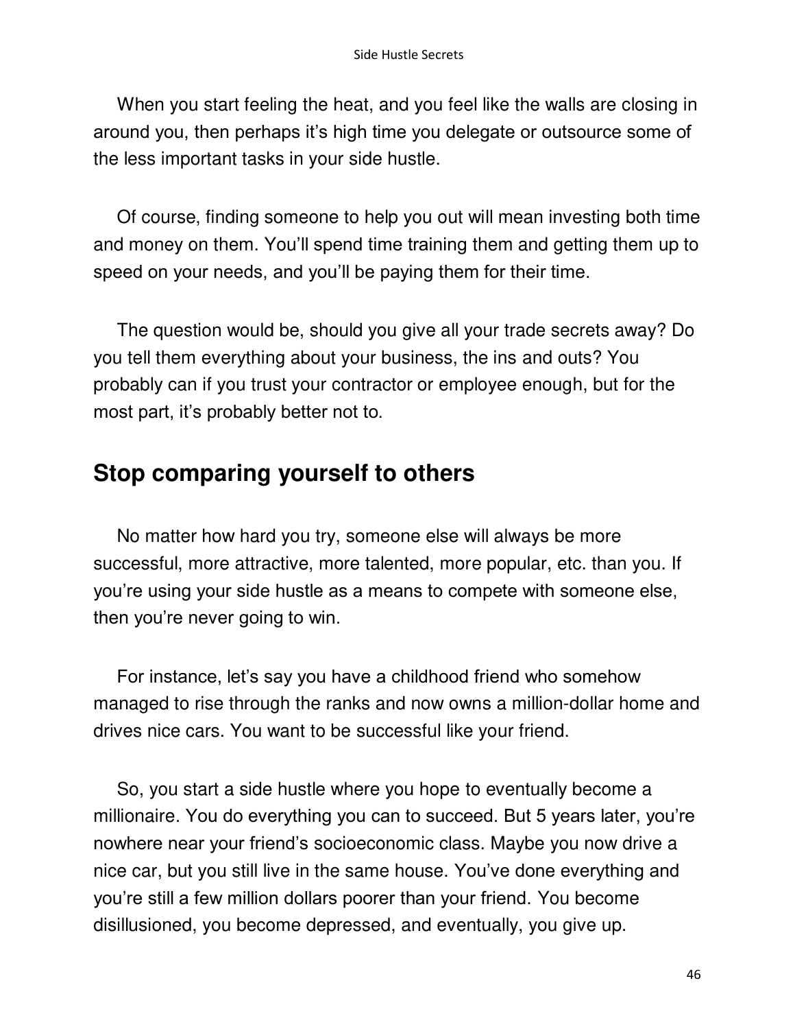When you start feeling the heat, and you feel like the walls are closing in around you, then perhaps it's high time you delegate or outsource some of the less important tasks in your side hustle.

Of course, finding someone to help you out will mean investing both time and money on them. You'll spend time training them and getting them up to speed on your needs, and you'll be paying them for their time.

The question would be, should you give all your trade secrets away? Do you tell them everything about your business, the ins and outs? You probably can if you trust your contractor or employee enough, but for the most part, it's probably better not to.

## Stop comparing yourself to others

No matter how hard you try, someone else will always be more successful, more attractive, more talented, more popular, etc. than you. If you're using your side hustle as a means to compete with someone else, then you're never going to win.

For instance, let's say you have a childhood friend who somehow managed to rise through the ranks and now owns a million-dollar home and drives nice cars. You want to be successful like your friend.

So, you start a side hustle where you hope to eventually become a millionaire. You do everything you can to succeed. But 5 years later, you're nowhere near your friend's socioeconomic class. Maybe you now drive a nice car, but you still live in the same house. You've done everything and you're still a few million dollars poorer than your friend. You become disillusioned, you become depressed, and eventually, you give up.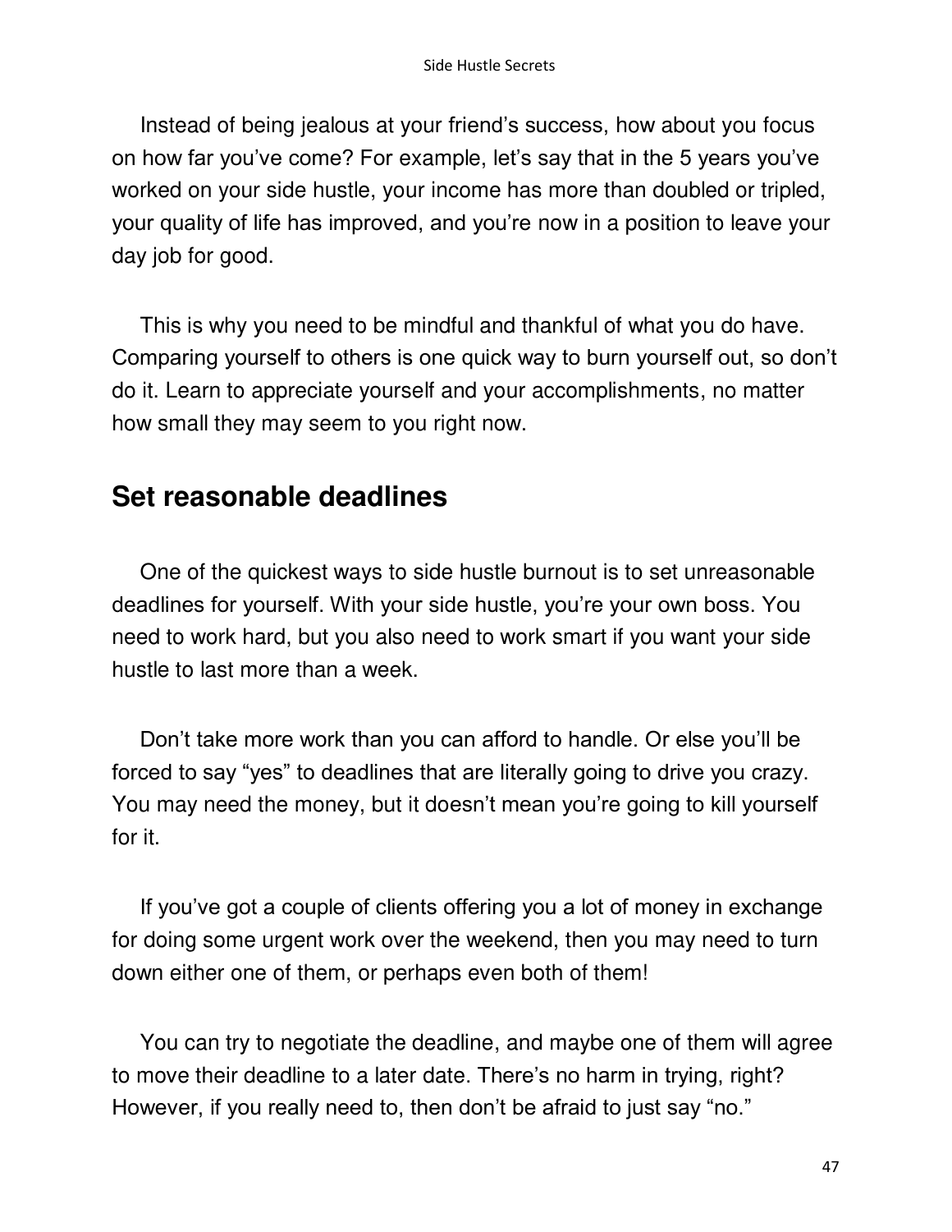Instead of being jealous at your friend's success, how about you focus on how far you've come? For example, let's say that in the 5 years you've worked on your side hustle, your income has more than doubled or tripled, your quality of life has improved, and you're now in a position to leave your day job for good.

This is why you need to be mindful and thankful of what you do have. Comparing yourself to others is one quick way to burn yourself out, so don't do it. Learn to appreciate yourself and your accomplishments, no matter how small they may seem to you right now.

## Set reasonable deadlines

One of the quickest ways to side hustle burnout is to set unreasonable deadlines for yourself. With your side hustle, you're your own boss. You need to work hard, but you also need to work smart if you want your side hustle to last more than a week.

Don't take more work than you can afford to handle. Or else you'll be forced to say "yes" to deadlines that are literally going to drive you crazy. You may need the money, but it doesn't mean you're going to kill yourself for it.

If you've got a couple of clients offering you a lot of money in exchange for doing some urgent work over the weekend, then you may need to turn down either one of them, or perhaps even both of them!

You can try to negotiate the deadline, and maybe one of them will agree to move their deadline to a later date. There's no harm in trying, right? However, if you really need to, then don't be afraid to just say "no."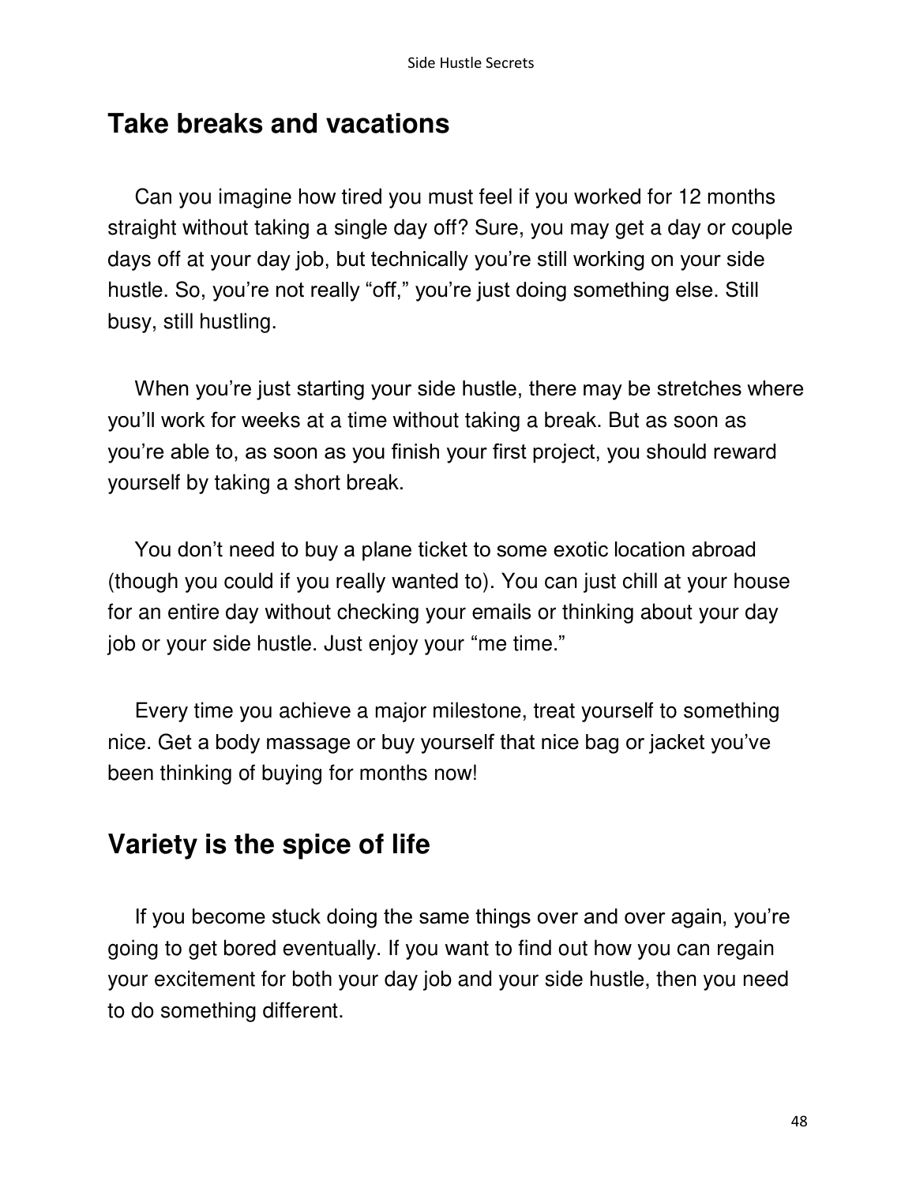## Take breaks and vacations

Can you imagine how tired you must feel if you worked for 12 months straight without taking a single day off? Sure, you may get a day or couple days off at your day job, but technically you're still working on your side hustle. So, you're not really "off," you're just doing something else. Still busy, still hustling.

When you're just starting your side hustle, there may be stretches where you'll work for weeks at a time without taking a break. But as soon as you're able to, as soon as you finish your first project, you should reward yourself by taking a short break.

You don't need to buy a plane ticket to some exotic location abroad (though you could if you really wanted to). You can just chill at your house for an entire day without checking your emails or thinking about your day job or your side hustle. Just enjoy your "me time."

Every time you achieve a major milestone, treat yourself to something nice. Get a body massage or buy yourself that nice bag or jacket you've been thinking of buying for months now!

## Variety is the spice of life

If you become stuck doing the same things over and over again, you're going to get bored eventually. If you want to find out how you can regain your excitement for both your day job and your side hustle, then you need to do something different.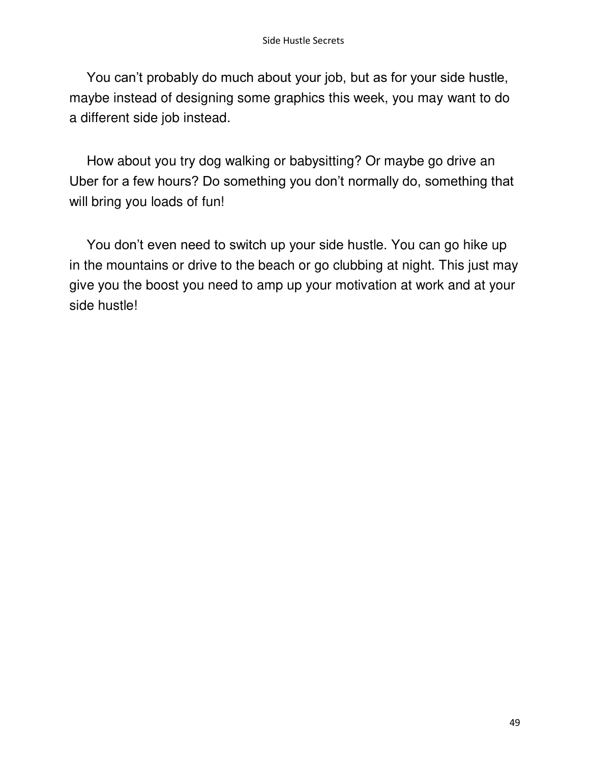You can't probably do much about your job, but as for your side hustle, maybe instead of designing some graphics this week, you may want to do a different side job instead.

How about you try dog walking or babysitting? Or maybe go drive an Uber for a few hours? Do something you don't normally do, something that will bring you loads of fun!

You don't even need to switch up your side hustle. You can go hike up in the mountains or drive to the beach or go clubbing at night. This just may give you the boost you need to amp up your motivation at work and at your side hustle!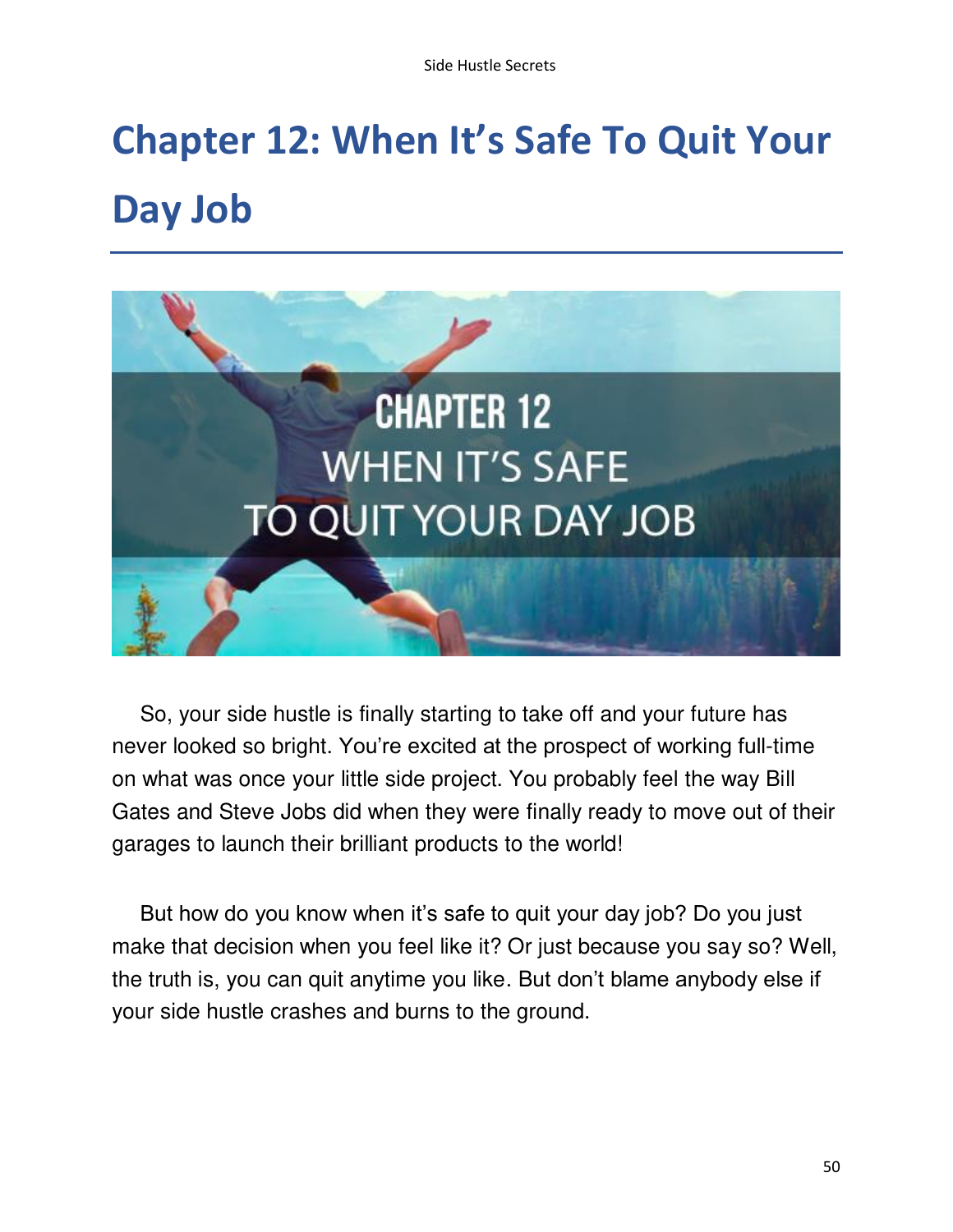# Chapter 12: When It's Safe To Quit Your Day Job

So, your side hustle is finally starting to take off and your future has never looked so bright. You're excited at the prospect of working full-time on what was once your little side project. You probably feel the way Bill Gates and Steve Jobs did when they were finally ready to move out of their garages to launch their brilliant products to the world!

But how do you know when it's safe to quit your day job? Do you just make that decision when you feel like it? Or just because you say so? Well, the truth is, you can quit anytime you like. But don't blame anybody else if your side hustle crashes and burns to the ground.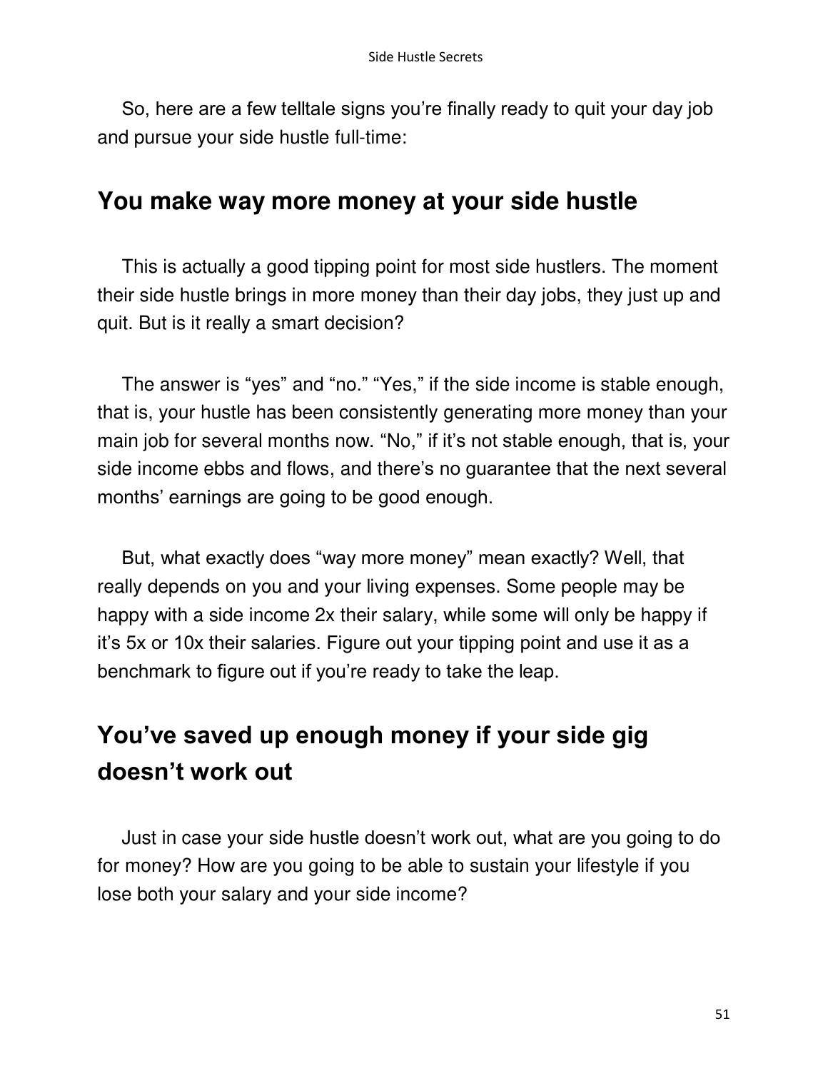So, here are a few telltale signs you're finally ready to quit your day job and pursue your side hustle full-time:

## You make way more money at your side hustle

This is actually a good tipping point for most side hustlers. The moment their side hustle brings in more money than their day jobs, they just up and quit. But is it really a smart decision?

The answer is "yes" and "no." "Yes," if the side income is stable enough, that is, your hustle has been consistently generating more money than your main job for several months now. "No," if it's not stable enough, that is, your side income ebbs and flows, and there's no guarantee that the next several months' earnings are going to be good enough.

But, what exactly does "way more money" mean exactly? Well, that really depends on you and your living expenses. Some people may be happy with a side income 2x their salary, while some will only be happy if it's 5x or 10x their salaries. Figure out your tipping point and use it as a benchmark to figure out if you're ready to take the leap.

## You've saved up enough money if your side gig doesn't work out

Just in case your side hustle doesn't work out, what are you going to do for money? How are you going to be able to sustain your lifestyle if you lose both your salary and your side income?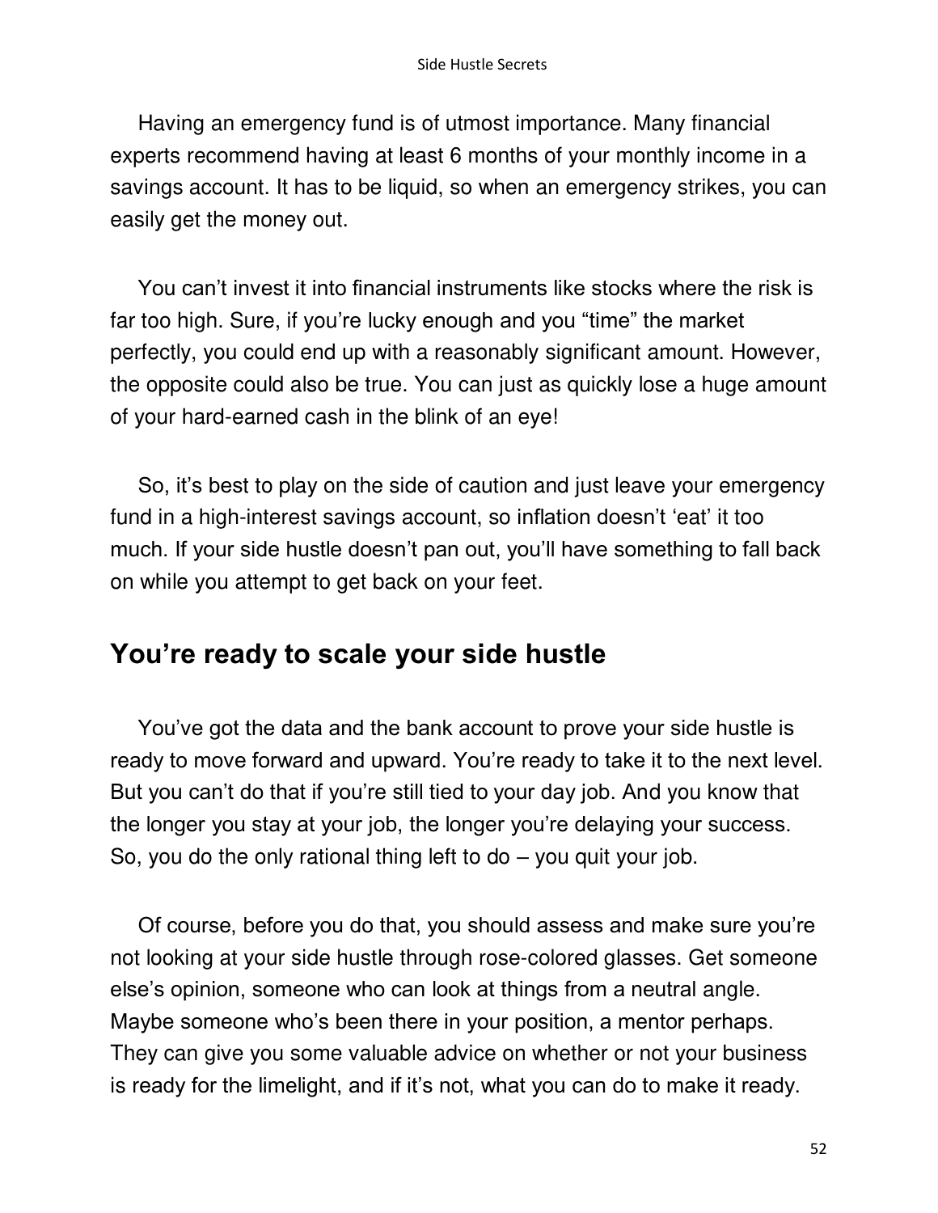Having an emergency fund is of utmost importance. Many financial experts recommend having at least 6 months of your monthly income in a savings account. It has to be liquid, so when an emergency strikes, you can easily get the money out.

You can't invest it into financial instruments like stocks where the risk is far too high. Sure, if you're lucky enough and you "time" the market perfectly, you could end up with a reasonably significant amount. However, the opposite could also be true. You can just as quickly lose a huge amount of your hard-earned cash in the blink of an eye!

So, it's best to play on the side of caution and just leave your emergency fund in a high-interest savings account, so inflation doesn't 'eat' it too much. If your side hustle doesn't pan out, you'll have something to fall back on while you attempt to get back on your feet.

## You're ready to scale your side hustle

You've got the data and the bank account to prove your side hustle is ready to move forward and upward. You're ready to take it to the next level. But you can't do that if you're still tied to your day job. And you know that the longer you stay at your job, the longer you're delaying your success. So, you do the only rational thing left to do – you quit your job.

Of course, before you do that, you should assess and make sure you're not looking at your side hustle through rose-colored glasses. Get someone else's opinion, someone who can look at things from a neutral angle. Maybe someone who's been there in your position, a mentor perhaps. They can give you some valuable advice on whether or not your business is ready for the limelight, and if it's not, what you can do to make it ready.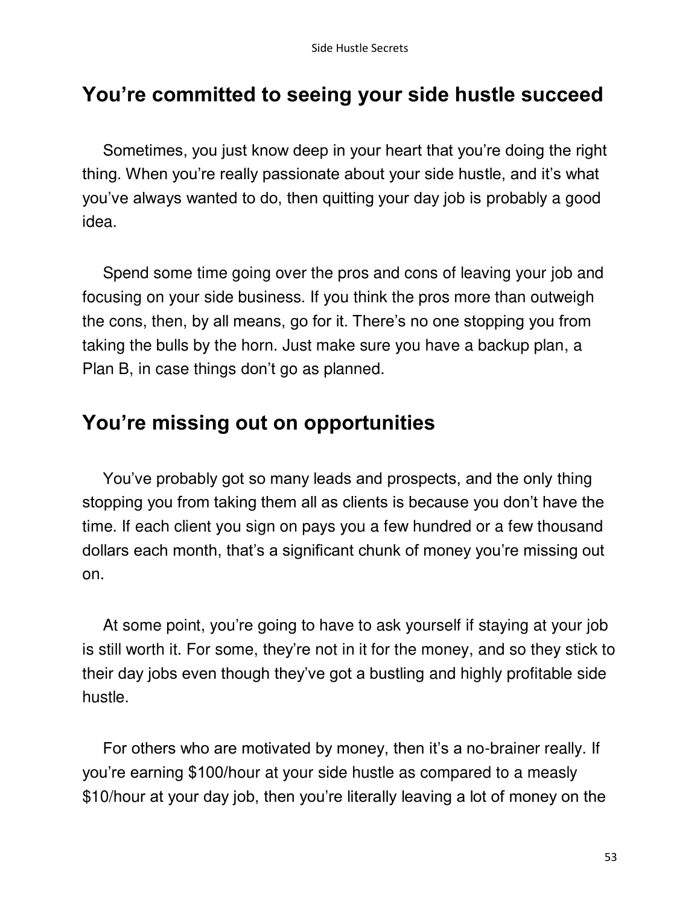## You're committed to seeing your side hustle succeed

Sometimes, you just know deep in your heart that you're doing the right thing. When you're really passionate about your side hustle, and it's what you've always wanted to do, then quitting your day job is probably a good idea.

Spend some time going over the pros and cons of leaving your job and focusing on your side business. If you think the pros more than outweigh the cons, then, by all means, go for it. There's no one stopping you from taking the bulls by the horn. Just make sure you have a backup plan, a Plan B, in case things don't go as planned.

## You're missing out on opportunities

You've probably got so many leads and prospects, and the only thing stopping you from taking them all as clients is because you don't have the time. If each client you sign on pays you a few hundred or a few thousand dollars each month, that's a significant chunk of money you're missing out on.

At some point, you're going to have to ask yourself if staying at your job is still worth it. For some, they're not in it for the money, and so they stick to their day jobs even though they've got a bustling and highly profitable side hustle.

For others who are motivated by money, then it's a no-brainer really. If you're earning $100/hour at your side hustle as compared to a measly $10/hour at your day job, then you're literally leaving a lot of money on the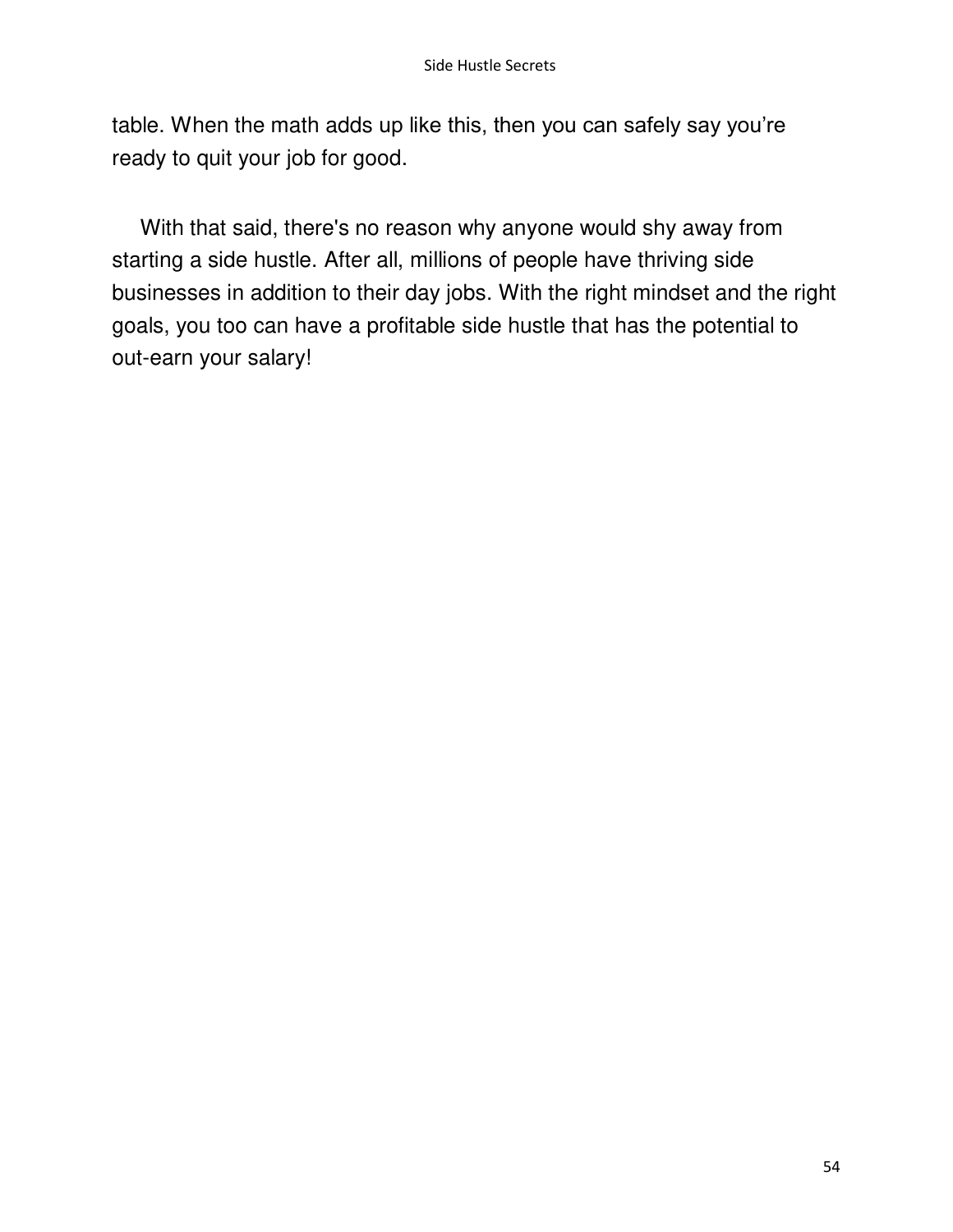table. When the math adds up like this, then you can safely say you’re ready to quit your job for good.

With that said, there's no reason why anyone would shy away from starting a side hustle. After all, millions of people have thriving side businesses in addition to their day jobs. With the right mindset and the right goals, you too can have a profitable side hustle that has the potential to out-earn your salary!